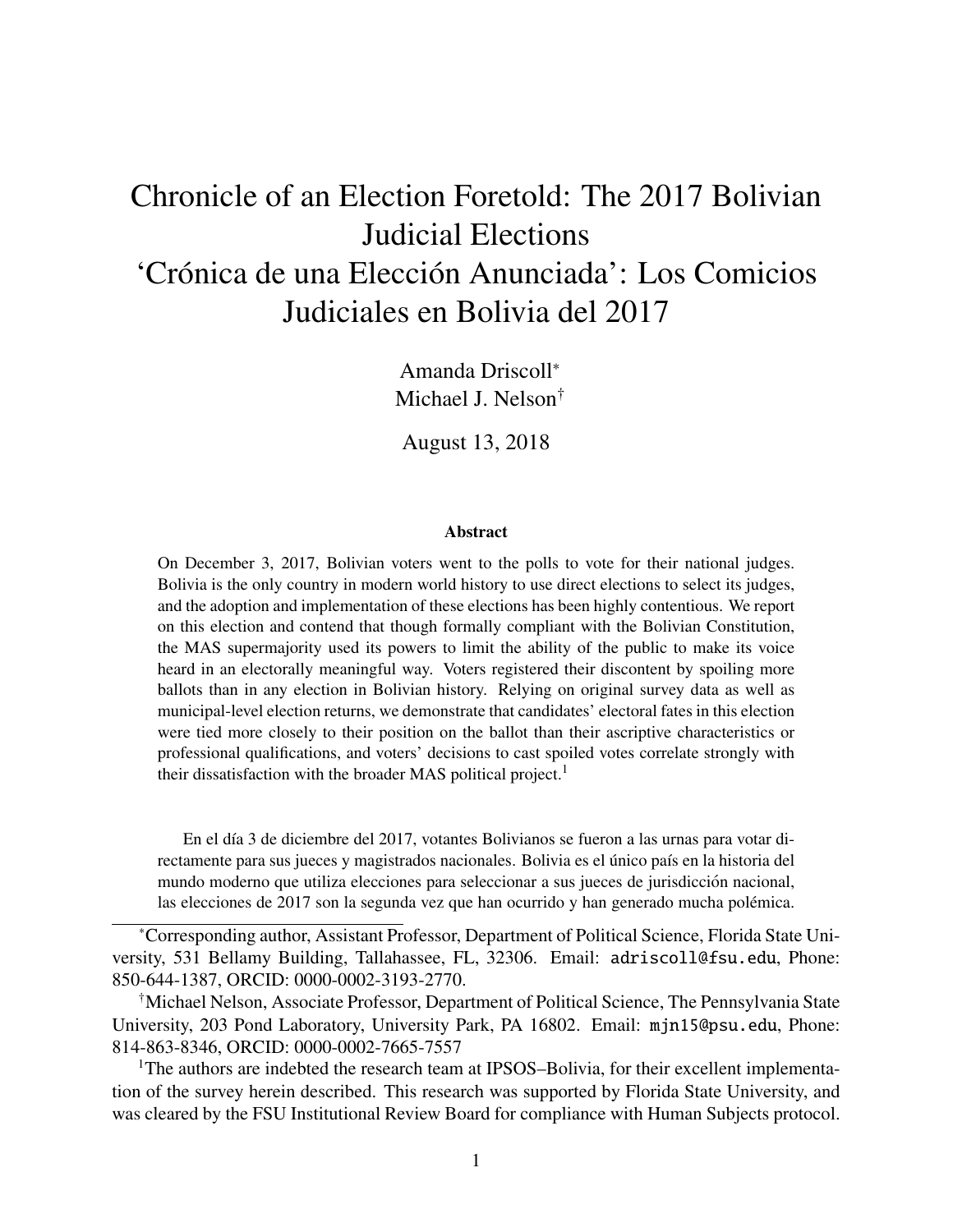# Chronicle of an Election Foretold: The 2017 Bolivian Judicial Elections
# 'Crónica de una Elección Anunciada': Los Comicios Judiciales en Bolivia del 2017

Amanda Driscoll*
Michael J. Nelson†

August 13, 2018

### Abstract

On December 3, 2017, Bolivian voters went to the polls to vote for their national judges. Bolivia is the only country in modern world history to use direct elections to select its judges, and the adoption and implementation of these elections has been highly contentious. We report on this election and contend that though formally compliant with the Bolivian Constitution, the MAS supermajority used its powers to limit the ability of the public to make its voice heard in an electorally meaningful way. Voters registered their discontent by spoiling more ballots than in any election in Bolivian history. Relying on original survey data as well as municipal-level election returns, we demonstrate that candidates' electoral fates in this election were tied more closely to their position on the ballot than their ascriptive characteristics or professional qualifications, and voters' decisions to cast spoiled votes correlate strongly with their dissatisfaction with the broader MAS political project.[1]

En el día 3 de diciembre del 2017, votantes Bolivianos se fueron a las urnas para votar directamente para sus jueces y magistrados nacionales. Bolivia es el único país en la historia del mundo moderno que utiliza elecciones para seleccionar a sus jueces de jurisdicción nacional, las elecciones de 2017 son la segunda vez que han ocurrido y han generado mucha polémica.

---

*Corresponding author, Assistant Professor, Department of Political Science, Florida State University, 531 Bellamy Building, Tallahassee, FL, 32306. Email: adriscoll@fsu.edu, Phone: 850-644-1387, ORCID: 0000-0002-3193-2770.

†Michael Nelson, Associate Professor, Department of Political Science, The Pennsylvania State University, 203 Pond Laboratory, University Park, PA 16802. Email: mjn15@psu.edu, Phone: 814-863-8346, ORCID: 0000-0002-7665-7557

[1]The authors are indebted the research team at IPSOS–Bolivia, for their excellent implementation of the survey herein described. This research was supported by Florida State University, and was cleared by the FSU Institutional Review Board for compliance with Human Subjects protocol.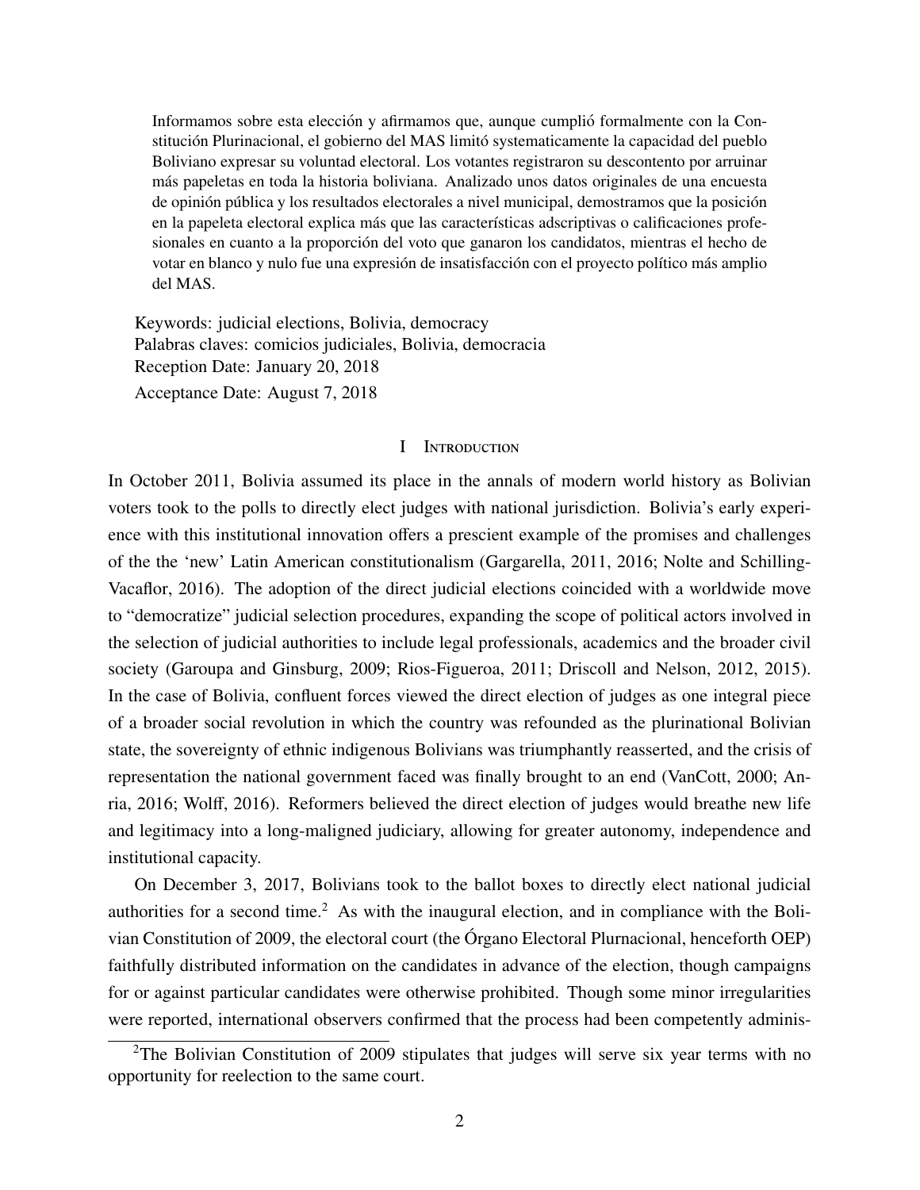Informamos sobre esta elección y afirmamos que, aunque cumplió formalmente con la Constitución Plurinacional, el gobierno del MAS limitó systematicamente la capacidad del pueblo Boliviano expresar su voluntad electoral. Los votantes registraron su descontento por arruinar más papeletas en toda la historia boliviana. Analizado unos datos originales de una encuesta de opinión pública y los resultados electorales a nivel municipal, demostramos que la posición en la papeleta electoral explica más que las características adscriptivas o calificaciones profesionales en cuanto a la proporción del voto que ganaron los candidatos, mientras el hecho de votar en blanco y nulo fue una expresión de insatisfacción con el proyecto político más amplio del MAS.

Keywords: judicial elections, Bolivia, democracy
Palabras claves: comicios judiciales, Bolivia, democracia
Reception Date: January 20, 2018
Acceptance Date: August 7, 2018

## I Introduction

In October 2011, Bolivia assumed its place in the annals of modern world history as Bolivian voters took to the polls to directly elect judges with national jurisdiction. Bolivia's early experience with this institutional innovation offers a prescient example of the promises and challenges of the the 'new' Latin American constitutionalism (Gargarella, 2011, 2016; Nolte and Schilling-Vacaflor, 2016). The adoption of the direct judicial elections coincided with a worldwide move to "democratize" judicial selection procedures, expanding the scope of political actors involved in the selection of judicial authorities to include legal professionals, academics and the broader civil society (Garoupa and Ginsburg, 2009; Rios-Figueroa, 2011; Driscoll and Nelson, 2012, 2015). In the case of Bolivia, confluent forces viewed the direct election of judges as one integral piece of a broader social revolution in which the country was refounded as the plurinational Bolivian state, the sovereignty of ethnic indigenous Bolivians was triumphantly reasserted, and the crisis of representation the national government faced was finally brought to an end (VanCott, 2000; Anria, 2016; Wolff, 2016). Reformers believed the direct election of judges would breathe new life and legitimacy into a long-maligned judiciary, allowing for greater autonomy, independence and institutional capacity.

On December 3, 2017, Bolivians took to the ballot boxes to directly elect national judicial authorities for a second time.[2] As with the inaugural election, and in compliance with the Bolivian Constitution of 2009, the electoral court (the Órgano Electoral Plurnacional, henceforth OEP) faithfully distributed information on the candidates in advance of the election, though campaigns for or against particular candidates were otherwise prohibited. Though some minor irregularities were reported, international observers confirmed that the process had been competently adminis-

[2]The Bolivian Constitution of 2009 stipulates that judges will serve six year terms with no opportunity for reelection to the same court.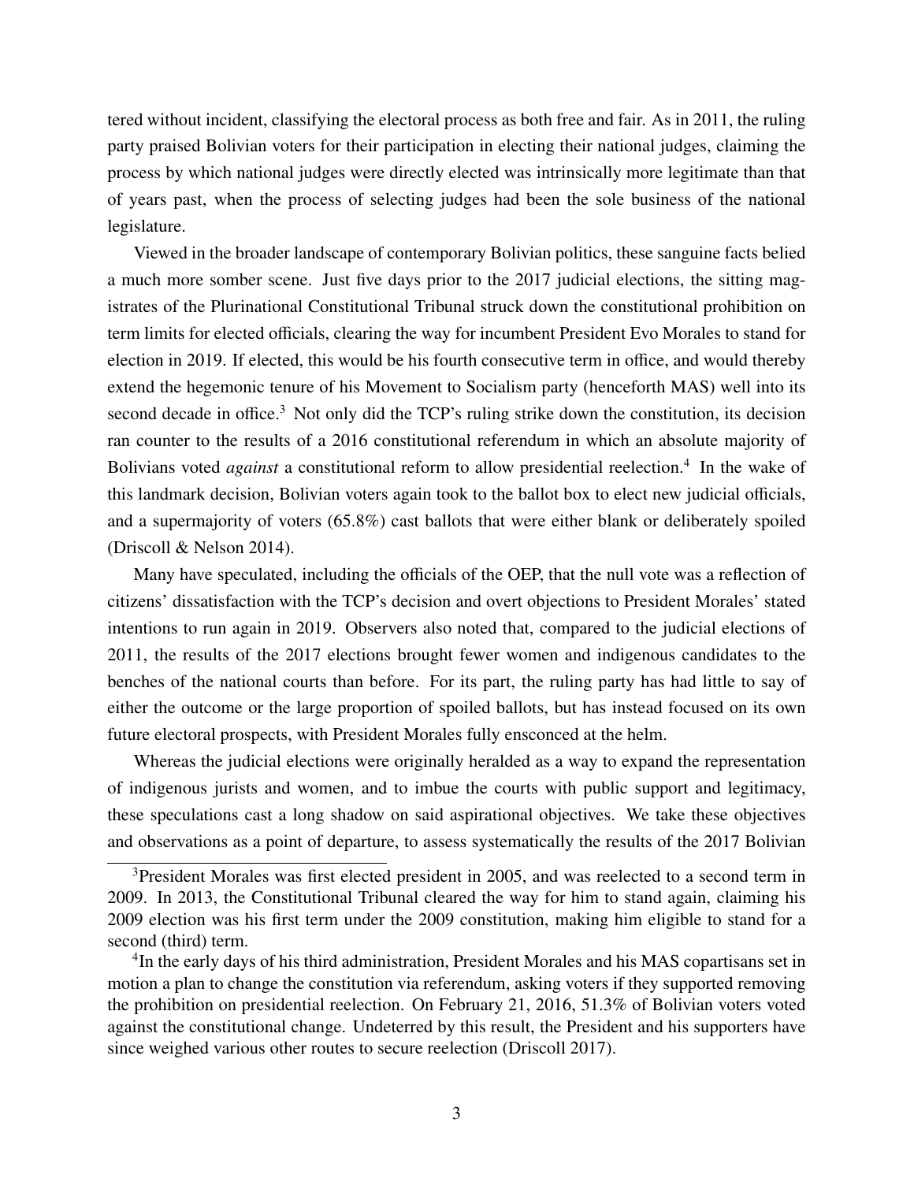tered without incident, classifying the electoral process as both free and fair. As in 2011, the ruling party praised Bolivian voters for their participation in electing their national judges, claiming the process by which national judges were directly elected was intrinsically more legitimate than that of years past, when the process of selecting judges had been the sole business of the national legislature.

Viewed in the broader landscape of contemporary Bolivian politics, these sanguine facts belied a much more somber scene. Just five days prior to the 2017 judicial elections, the sitting magistrates of the Plurinational Constitutional Tribunal struck down the constitutional prohibition on term limits for elected officials, clearing the way for incumbent President Evo Morales to stand for election in 2019. If elected, this would be his fourth consecutive term in office, and would thereby extend the hegemonic tenure of his Movement to Socialism party (henceforth MAS) well into its second decade in office.[3] Not only did the TCP's ruling strike down the constitution, its decision ran counter to the results of a 2016 constitutional referendum in which an absolute majority of Bolivians voted *against* a constitutional reform to allow presidential reelection.[4] In the wake of this landmark decision, Bolivian voters again took to the ballot box to elect new judicial officials, and a supermajority of voters (65.8%) cast ballots that were either blank or deliberately spoiled (Driscoll & Nelson 2014).

Many have speculated, including the officials of the OEP, that the null vote was a reflection of citizens' dissatisfaction with the TCP's decision and overt objections to President Morales' stated intentions to run again in 2019. Observers also noted that, compared to the judicial elections of 2011, the results of the 2017 elections brought fewer women and indigenous candidates to the benches of the national courts than before. For its part, the ruling party has had little to say of either the outcome or the large proportion of spoiled ballots, but has instead focused on its own future electoral prospects, with President Morales fully ensconced at the helm.

Whereas the judicial elections were originally heralded as a way to expand the representation of indigenous jurists and women, and to imbue the courts with public support and legitimacy, these speculations cast a long shadow on said aspirational objectives. We take these objectives and observations as a point of departure, to assess systematically the results of the 2017 Bolivian

---

[3] President Morales was first elected president in 2005, and was reelected to a second term in 2009. In 2013, the Constitutional Tribunal cleared the way for him to stand again, claiming his 2009 election was his first term under the 2009 constitution, making him eligible to stand for a second (third) term.

[4] In the early days of his third administration, President Morales and his MAS copartisans set in motion a plan to change the constitution via referendum, asking voters if they supported removing the prohibition on presidential reelection. On February 21, 2016, 51.3% of Bolivian voters voted against the constitutional change. Undeterred by this result, the President and his supporters have since weighed various other routes to secure reelection (Driscoll 2017).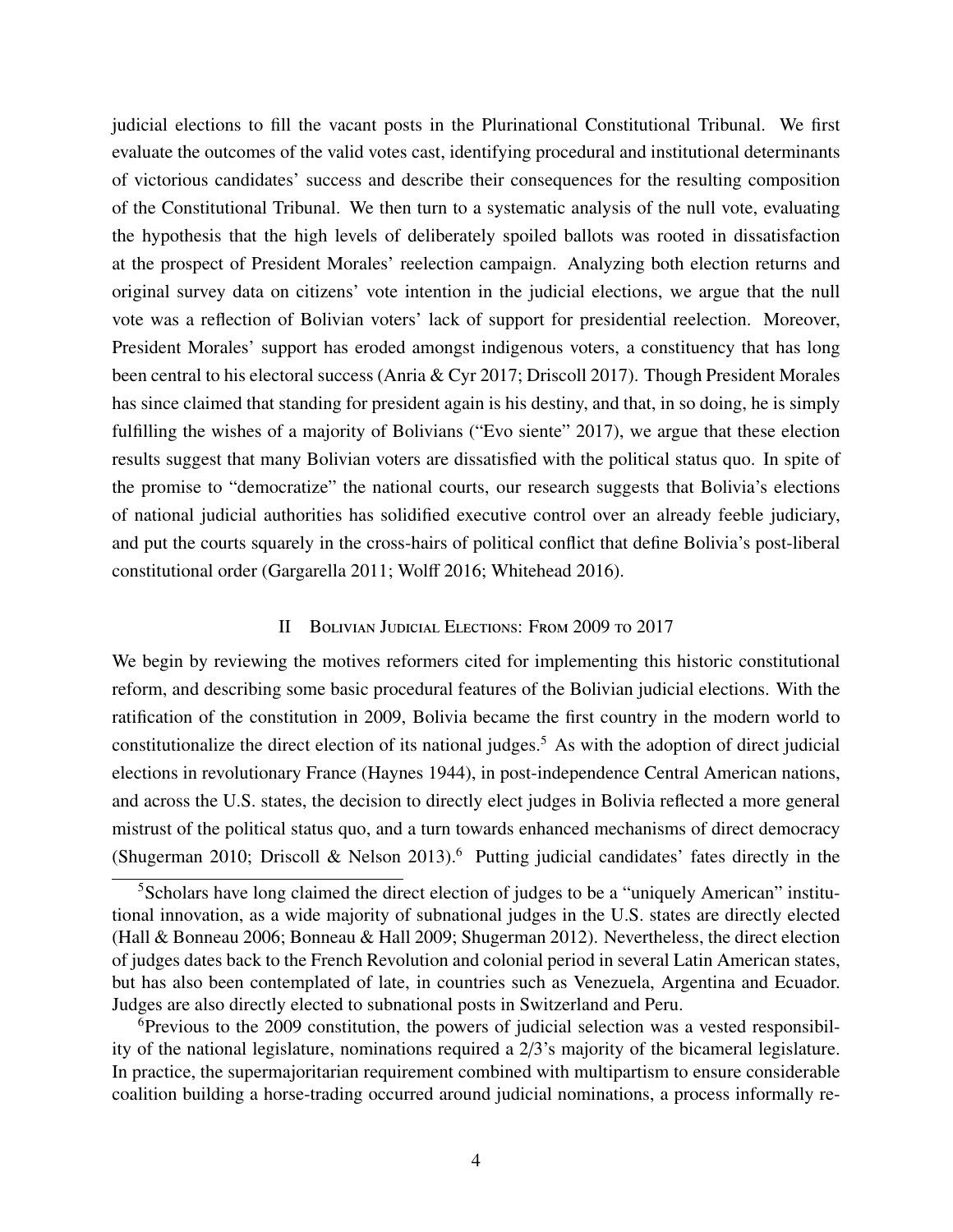judicial elections to fill the vacant posts in the Plurinational Constitutional Tribunal. We first evaluate the outcomes of the valid votes cast, identifying procedural and institutional determinants of victorious candidates' success and describe their consequences for the resulting composition of the Constitutional Tribunal. We then turn to a systematic analysis of the null vote, evaluating the hypothesis that the high levels of deliberately spoiled ballots was rooted in dissatisfaction at the prospect of President Morales' reelection campaign. Analyzing both election returns and original survey data on citizens' vote intention in the judicial elections, we argue that the null vote was a reflection of Bolivian voters' lack of support for presidential reelection. Moreover, President Morales' support has eroded amongst indigenous voters, a constituency that has long been central to his electoral success (Anria & Cyr 2017; Driscoll 2017). Though President Morales has since claimed that standing for president again is his destiny, and that, in so doing, he is simply fulfilling the wishes of a majority of Bolivians ("Evo siente" 2017), we argue that these election results suggest that many Bolivian voters are dissatisfied with the political status quo. In spite of the promise to "democratize" the national courts, our research suggests that Bolivia's elections of national judicial authorities has solidified executive control over an already feeble judiciary, and put the courts squarely in the cross-hairs of political conflict that define Bolivia's post-liberal constitutional order (Gargarella 2011; Wolff 2016; Whitehead 2016).

## II Bolivian Judicial Elections: From 2009 to 2017

We begin by reviewing the motives reformers cited for implementing this historic constitutional reform, and describing some basic procedural features of the Bolivian judicial elections. With the ratification of the constitution in 2009, Bolivia became the first country in the modern world to constitutionalize the direct election of its national judges.[5] As with the adoption of direct judicial elections in revolutionary France (Haynes 1944), in post-independence Central American nations, and across the U.S. states, the decision to directly elect judges in Bolivia reflected a more general mistrust of the political status quo, and a turn towards enhanced mechanisms of direct democracy (Shugerman 2010; Driscoll & Nelson 2013).[6] Putting judicial candidates' fates directly in the

[5] Scholars have long claimed the direct election of judges to be a "uniquely American" institutional innovation, as a wide majority of subnational judges in the U.S. states are directly elected (Hall & Bonneau 2006; Bonneau & Hall 2009; Shugerman 2012). Nevertheless, the direct election of judges dates back to the French Revolution and colonial period in several Latin American states, but has also been contemplated of late, in countries such as Venezuela, Argentina and Ecuador. Judges are also directly elected to subnational posts in Switzerland and Peru.

[6] Previous to the 2009 constitution, the powers of judicial selection was a vested responsibility of the national legislature, nominations required a 2/3's majority of the bicameral legislature. In practice, the supermajoritarian requirement combined with multipartism to ensure considerable coalition building a horse-trading occurred around judicial nominations, a process informally re-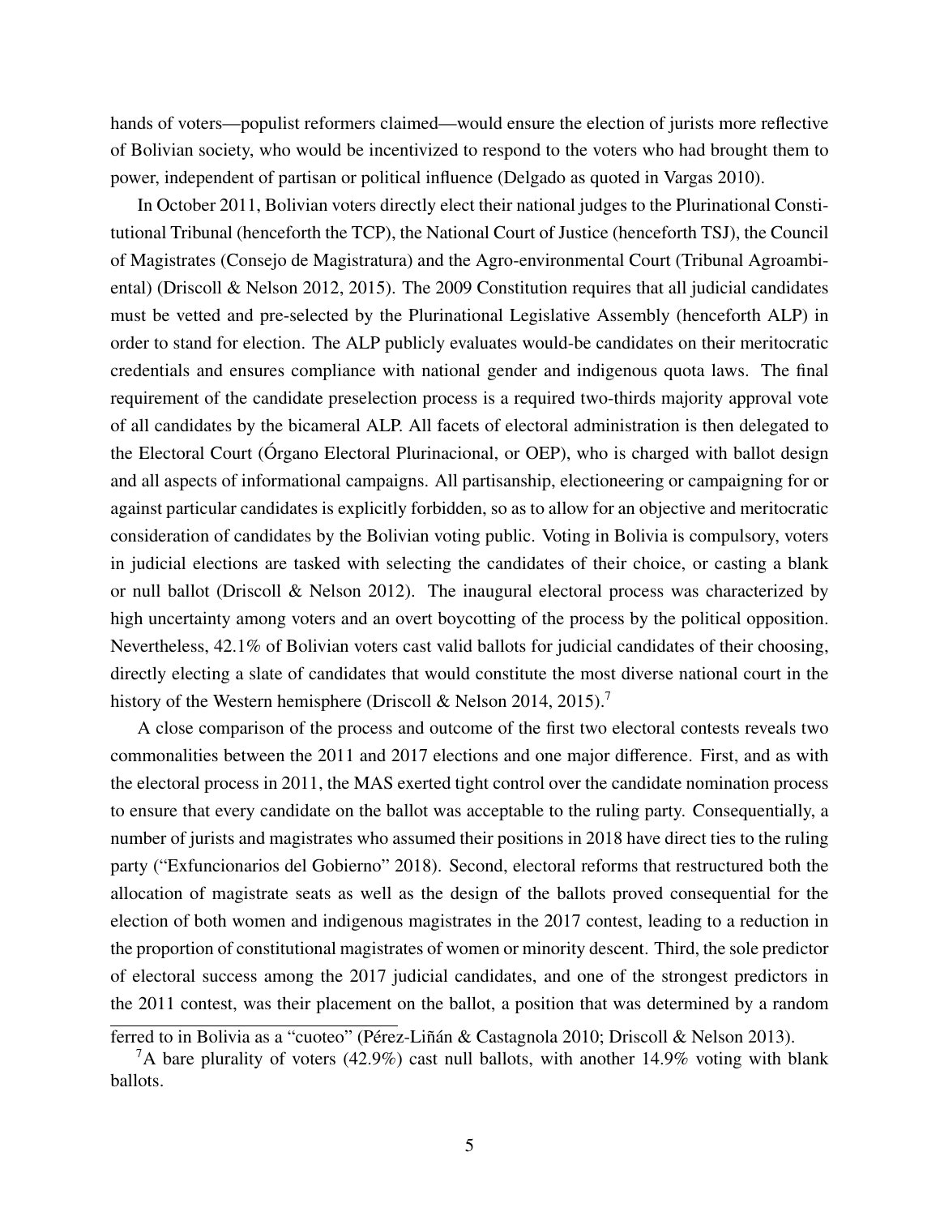hands of voters—populist reformers claimed—would ensure the election of jurists more reflective of Bolivian society, who would be incentivized to respond to the voters who had brought them to power, independent of partisan or political influence (Delgado as quoted in Vargas 2010).

In October 2011, Bolivian voters directly elect their national judges to the Plurinational Constitutional Tribunal (henceforth the TCP), the National Court of Justice (henceforth TSJ), the Council of Magistrates (Consejo de Magistratura) and the Agro-environmental Court (Tribunal Agroambiental) (Driscoll & Nelson 2012, 2015). The 2009 Constitution requires that all judicial candidates must be vetted and pre-selected by the Plurinational Legislative Assembly (henceforth ALP) in order to stand for election. The ALP publicly evaluates would-be candidates on their meritocratic credentials and ensures compliance with national gender and indigenous quota laws. The final requirement of the candidate preselection process is a required two-thirds majority approval vote of all candidates by the bicameral ALP. All facets of electoral administration is then delegated to the Electoral Court (Órgano Electoral Plurinacional, or OEP), who is charged with ballot design and all aspects of informational campaigns. All partisanship, electioneering or campaigning for or against particular candidates is explicitly forbidden, so as to allow for an objective and meritocratic consideration of candidates by the Bolivian voting public. Voting in Bolivia is compulsory, voters in judicial elections are tasked with selecting the candidates of their choice, or casting a blank or null ballot (Driscoll & Nelson 2012). The inaugural electoral process was characterized by high uncertainty among voters and an overt boycotting of the process by the political opposition. Nevertheless, 42.1% of Bolivian voters cast valid ballots for judicial candidates of their choosing, directly electing a slate of candidates that would constitute the most diverse national court in the history of the Western hemisphere (Driscoll & Nelson 2014, 2015).[7]

A close comparison of the process and outcome of the first two electoral contests reveals two commonalities between the 2011 and 2017 elections and one major difference. First, and as with the electoral process in 2011, the MAS exerted tight control over the candidate nomination process to ensure that every candidate on the ballot was acceptable to the ruling party. Consequentially, a number of jurists and magistrates who assumed their positions in 2018 have direct ties to the ruling party ("Exfuncionarios del Gobierno" 2018). Second, electoral reforms that restructured both the allocation of magistrate seats as well as the design of the ballots proved consequential for the election of both women and indigenous magistrates in the 2017 contest, leading to a reduction in the proportion of constitutional magistrates of women or minority descent. Third, the sole predictor of electoral success among the 2017 judicial candidates, and one of the strongest predictors in the 2011 contest, was their placement on the ballot, a position that was determined by a random

ferred to in Bolivia as a "cuoteo" (Pérez-Liñán & Castagnola 2010; Driscoll & Nelson 2013).

[7]A bare plurality of voters (42.9%) cast null ballots, with another 14.9% voting with blank ballots.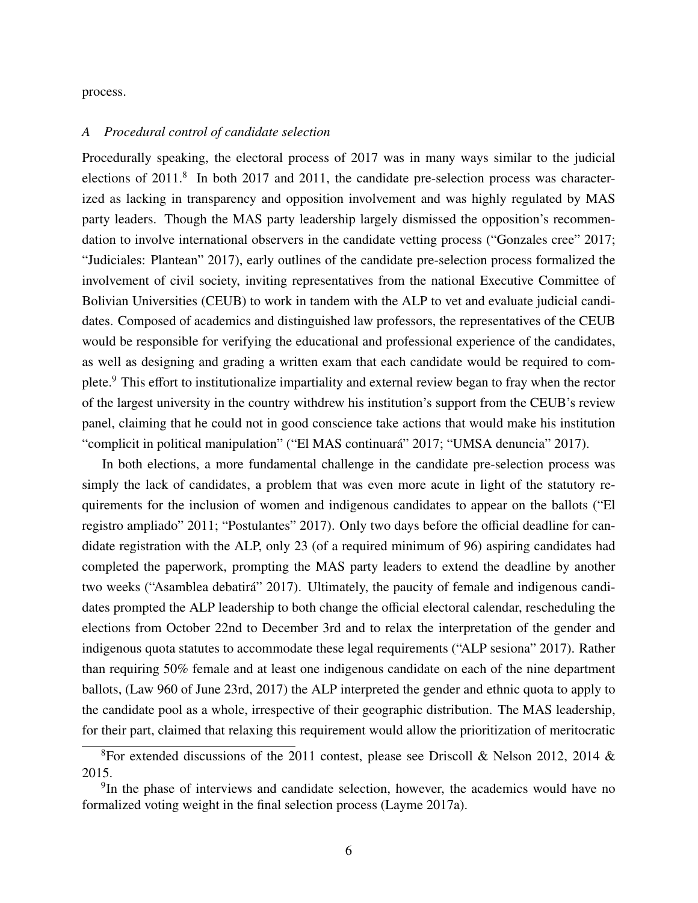process.

### *A Procedural control of candidate selection*

Procedurally speaking, the electoral process of 2017 was in many ways similar to the judicial elections of 2011.[8] In both 2017 and 2011, the candidate pre-selection process was characterized as lacking in transparency and opposition involvement and was highly regulated by MAS party leaders. Though the MAS party leadership largely dismissed the opposition's recommendation to involve international observers in the candidate vetting process ("Gonzales cree" 2017; "Judiciales: Plantean" 2017), early outlines of the candidate pre-selection process formalized the involvement of civil society, inviting representatives from the national Executive Committee of Bolivian Universities (CEUB) to work in tandem with the ALP to vet and evaluate judicial candidates. Composed of academics and distinguished law professors, the representatives of the CEUB would be responsible for verifying the educational and professional experience of the candidates, as well as designing and grading a written exam that each candidate would be required to complete.[9] This effort to institutionalize impartiality and external review began to fray when the rector of the largest university in the country withdrew his institution's support from the CEUB's review panel, claiming that he could not in good conscience take actions that would make his institution "complicit in political manipulation" ("El MAS continuará" 2017; "UMSA denuncia" 2017).

In both elections, a more fundamental challenge in the candidate pre-selection process was simply the lack of candidates, a problem that was even more acute in light of the statutory requirements for the inclusion of women and indigenous candidates to appear on the ballots ("El registro ampliado" 2011; "Postulantes" 2017). Only two days before the official deadline for candidate registration with the ALP, only 23 (of a required minimum of 96) aspiring candidates had completed the paperwork, prompting the MAS party leaders to extend the deadline by another two weeks ("Asamblea debatirá" 2017). Ultimately, the paucity of female and indigenous candidates prompted the ALP leadership to both change the official electoral calendar, rescheduling the elections from October 22nd to December 3rd and to relax the interpretation of the gender and indigenous quota statutes to accommodate these legal requirements ("ALP sesiona" 2017). Rather than requiring 50% female and at least one indigenous candidate on each of the nine department ballots, (Law 960 of June 23rd, 2017) the ALP interpreted the gender and ethnic quota to apply to the candidate pool as a whole, irrespective of their geographic distribution. The MAS leadership, for their part, claimed that relaxing this requirement would allow the prioritization of meritocratic

[8] For extended discussions of the 2011 contest, please see Driscoll & Nelson 2012, 2014 & 2015.

[9] In the phase of interviews and candidate selection, however, the academics would have no formalized voting weight in the final selection process (Layme 2017a).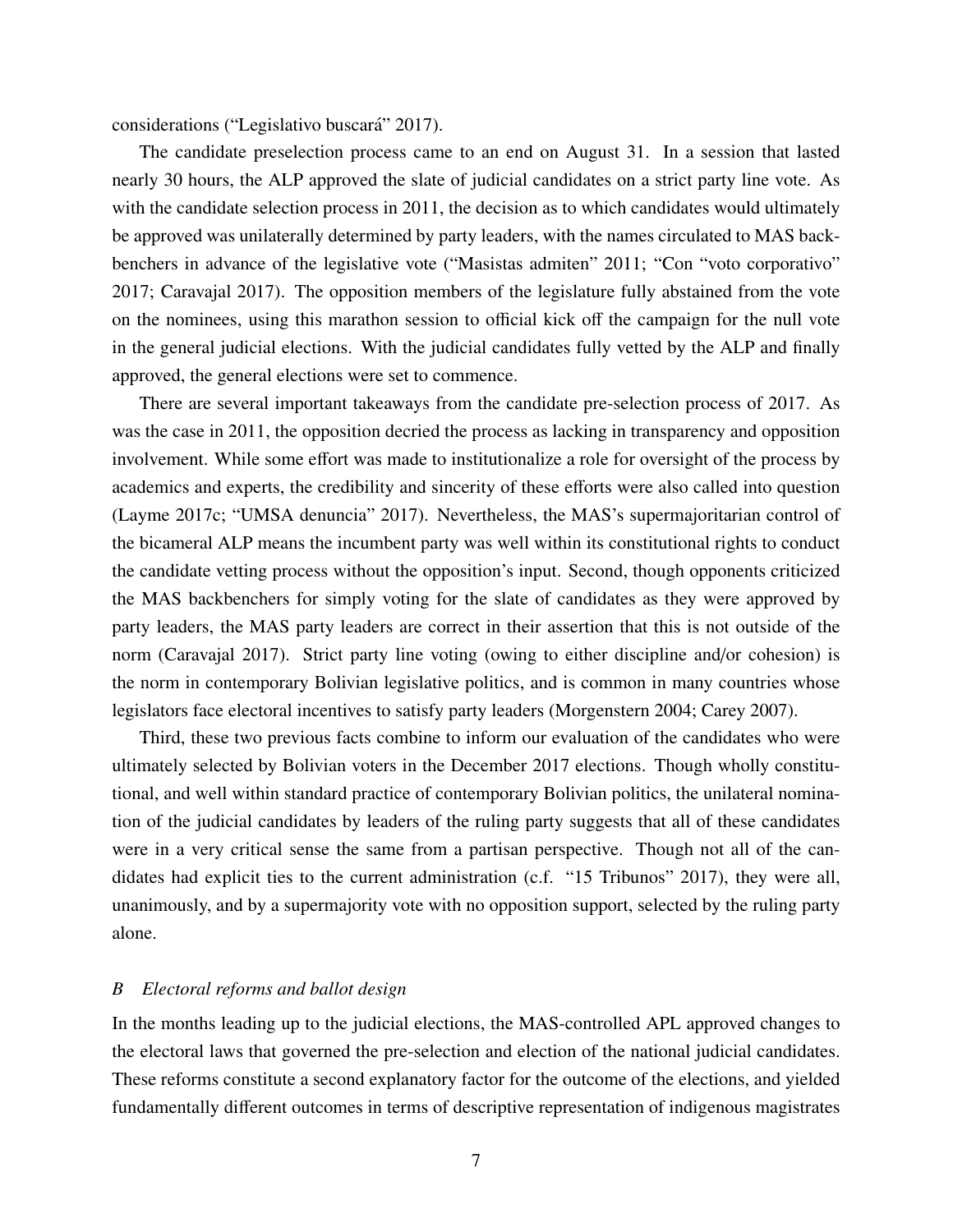considerations ("Legislativo buscará" 2017).

The candidate preselection process came to an end on August 31. In a session that lasted nearly 30 hours, the ALP approved the slate of judicial candidates on a strict party line vote. As with the candidate selection process in 2011, the decision as to which candidates would ultimately be approved was unilaterally determined by party leaders, with the names circulated to MAS backbenchers in advance of the legislative vote ("Masistas admiten" 2011; "Con "voto corporativo" 2017; Caravajal 2017). The opposition members of the legislature fully abstained from the vote on the nominees, using this marathon session to official kick off the campaign for the null vote in the general judicial elections. With the judicial candidates fully vetted by the ALP and finally approved, the general elections were set to commence.

There are several important takeaways from the candidate pre-selection process of 2017. As was the case in 2011, the opposition decried the process as lacking in transparency and opposition involvement. While some effort was made to institutionalize a role for oversight of the process by academics and experts, the credibility and sincerity of these efforts were also called into question (Layme 2017c; "UMSA denuncia" 2017). Nevertheless, the MAS's supermajoritarian control of the bicameral ALP means the incumbent party was well within its constitutional rights to conduct the candidate vetting process without the opposition's input. Second, though opponents criticized the MAS backbenchers for simply voting for the slate of candidates as they were approved by party leaders, the MAS party leaders are correct in their assertion that this is not outside of the norm (Caravajal 2017). Strict party line voting (owing to either discipline and/or cohesion) is the norm in contemporary Bolivian legislative politics, and is common in many countries whose legislators face electoral incentives to satisfy party leaders (Morgenstern 2004; Carey 2007).

Third, these two previous facts combine to inform our evaluation of the candidates who were ultimately selected by Bolivian voters in the December 2017 elections. Though wholly constitutional, and well within standard practice of contemporary Bolivian politics, the unilateral nomination of the judicial candidates by leaders of the ruling party suggests that all of these candidates were in a very critical sense the same from a partisan perspective. Though not all of the candidates had explicit ties to the current administration (c.f. "15 Tribunos" 2017), they were all, unanimously, and by a supermajority vote with no opposition support, selected by the ruling party alone.

### *B Electoral reforms and ballot design*

In the months leading up to the judicial elections, the MAS-controlled APL approved changes to the electoral laws that governed the pre-selection and election of the national judicial candidates. These reforms constitute a second explanatory factor for the outcome of the elections, and yielded fundamentally different outcomes in terms of descriptive representation of indigenous magistrates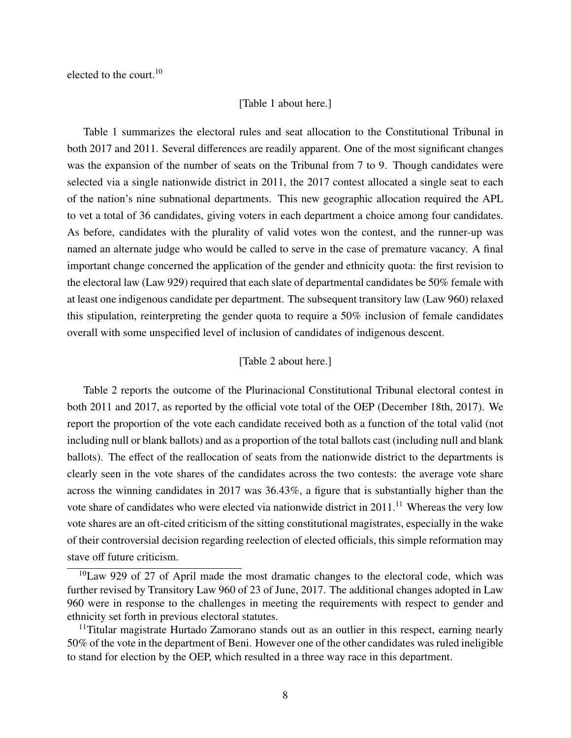elected to the court.[10]

[Table 1 about here.]

Table 1 summarizes the electoral rules and seat allocation to the Constitutional Tribunal in both 2017 and 2011. Several differences are readily apparent. One of the most significant changes was the expansion of the number of seats on the Tribunal from 7 to 9. Though candidates were selected via a single nationwide district in 2011, the 2017 contest allocated a single seat to each of the nation's nine subnational departments. This new geographic allocation required the APL to vet a total of 36 candidates, giving voters in each department a choice among four candidates. As before, candidates with the plurality of valid votes won the contest, and the runner-up was named an alternate judge who would be called to serve in the case of premature vacancy. A final important change concerned the application of the gender and ethnicity quota: the first revision to the electoral law (Law 929) required that each slate of departmental candidates be 50% female with at least one indigenous candidate per department. The subsequent transitory law (Law 960) relaxed this stipulation, reinterpreting the gender quota to require a 50% inclusion of female candidates overall with some unspecified level of inclusion of candidates of indigenous descent.

[Table 2 about here.]

Table 2 reports the outcome of the Plurinacional Constitutional Tribunal electoral contest in both 2011 and 2017, as reported by the official vote total of the OEP (December 18th, 2017). We report the proportion of the vote each candidate received both as a function of the total valid (not including null or blank ballots) and as a proportion of the total ballots cast (including null and blank ballots). The effect of the reallocation of seats from the nationwide district to the departments is clearly seen in the vote shares of the candidates across the two contests: the average vote share across the winning candidates in 2017 was 36.43%, a figure that is substantially higher than the vote share of candidates who were elected via nationwide district in 2011.[11] Whereas the very low vote shares are an oft-cited criticism of the sitting constitutional magistrates, especially in the wake of their controversial decision regarding reelection of elected officials, this simple reformation may stave off future criticism.

[10]Law 929 of 27 of April made the most dramatic changes to the electoral code, which was further revised by Transitory Law 960 of 23 of June, 2017. The additional changes adopted in Law 960 were in response to the challenges in meeting the requirements with respect to gender and ethnicity set forth in previous electoral statutes.

[11]Titular magistrate Hurtado Zamorano stands out as an outlier in this respect, earning nearly 50% of the vote in the department of Beni. However one of the other candidates was ruled ineligible to stand for election by the OEP, which resulted in a three way race in this department.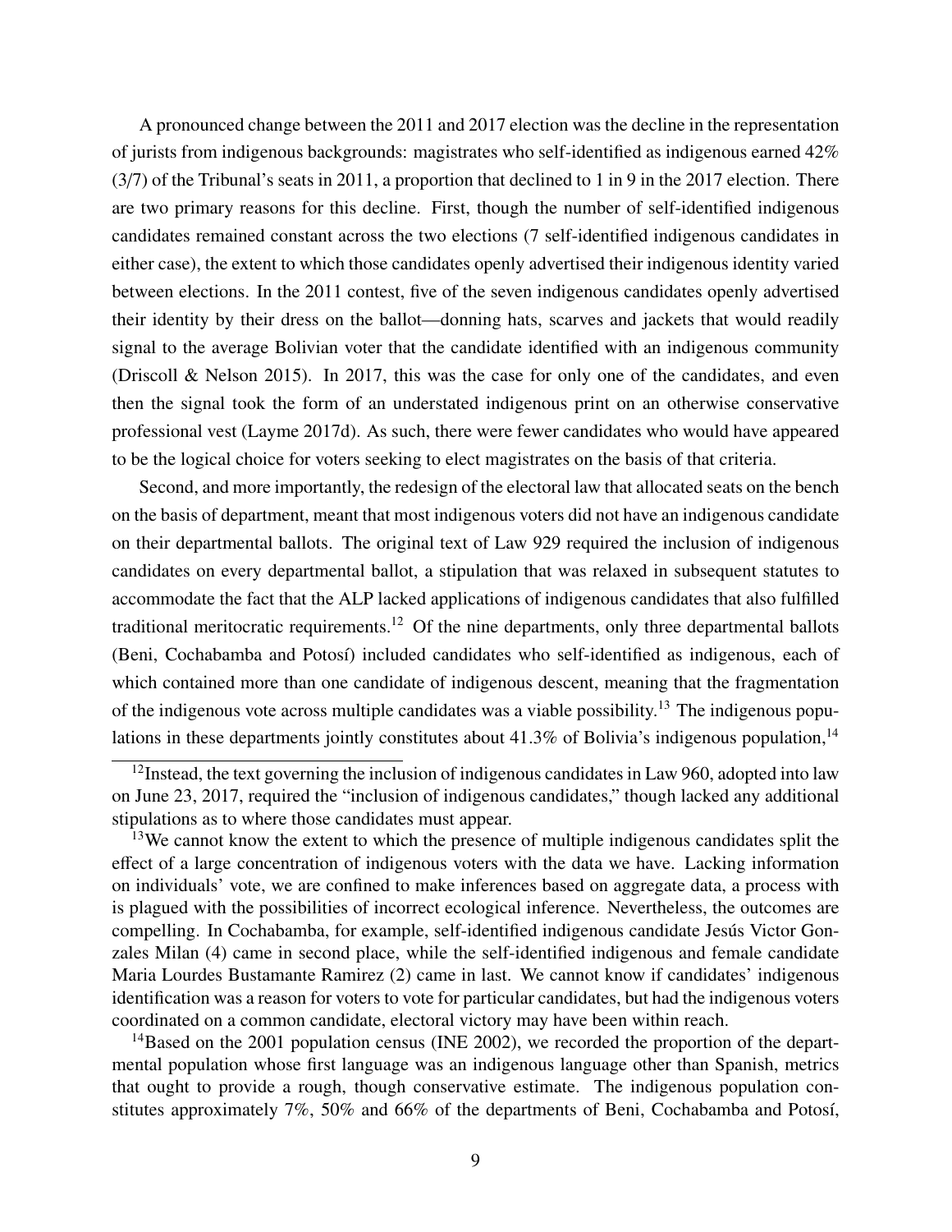A pronounced change between the 2011 and 2017 election was the decline in the representation of jurists from indigenous backgrounds: magistrates who self-identified as indigenous earned 42% (3/7) of the Tribunal's seats in 2011, a proportion that declined to 1 in 9 in the 2017 election. There are two primary reasons for this decline. First, though the number of self-identified indigenous candidates remained constant across the two elections (7 self-identified indigenous candidates in either case), the extent to which those candidates openly advertised their indigenous identity varied between elections. In the 2011 contest, five of the seven indigenous candidates openly advertised their identity by their dress on the ballot—donning hats, scarves and jackets that would readily signal to the average Bolivian voter that the candidate identified with an indigenous community (Driscoll & Nelson 2015). In 2017, this was the case for only one of the candidates, and even then the signal took the form of an understated indigenous print on an otherwise conservative professional vest (Layme 2017d). As such, there were fewer candidates who would have appeared to be the logical choice for voters seeking to elect magistrates on the basis of that criteria.

Second, and more importantly, the redesign of the electoral law that allocated seats on the bench on the basis of department, meant that most indigenous voters did not have an indigenous candidate on their departmental ballots. The original text of Law 929 required the inclusion of indigenous candidates on every departmental ballot, a stipulation that was relaxed in subsequent statutes to accommodate the fact that the ALP lacked applications of indigenous candidates that also fulfilled traditional meritocratic requirements.[12] Of the nine departments, only three departmental ballots (Beni, Cochabamba and Potosí) included candidates who self-identified as indigenous, each of which contained more than one candidate of indigenous descent, meaning that the fragmentation of the indigenous vote across multiple candidates was a viable possibility.[13] The indigenous populations in these departments jointly constitutes about 41.3% of Bolivia's indigenous population,[14]

[12] Instead, the text governing the inclusion of indigenous candidates in Law 960, adopted into law on June 23, 2017, required the "inclusion of indigenous candidates," though lacked any additional stipulations as to where those candidates must appear.

[13] We cannot know the extent to which the presence of multiple indigenous candidates split the effect of a large concentration of indigenous voters with the data we have. Lacking information on individuals' vote, we are confined to make inferences based on aggregate data, a process with is plagued with the possibilities of incorrect ecological inference. Nevertheless, the outcomes are compelling. In Cochabamba, for example, self-identified indigenous candidate Jesús Victor Gonzales Milan (4) came in second place, while the self-identified indigenous and female candidate Maria Lourdes Bustamante Ramirez (2) came in last. We cannot know if candidates' indigenous identification was a reason for voters to vote for particular candidates, but had the indigenous voters coordinated on a common candidate, electoral victory may have been within reach.

[14] Based on the 2001 population census (INE 2002), we recorded the proportion of the departmental population whose first language was an indigenous language other than Spanish, metrics that ought to provide a rough, though conservative estimate. The indigenous population constitutes approximately 7%, 50% and 66% of the departments of Beni, Cochabamba and Potosí,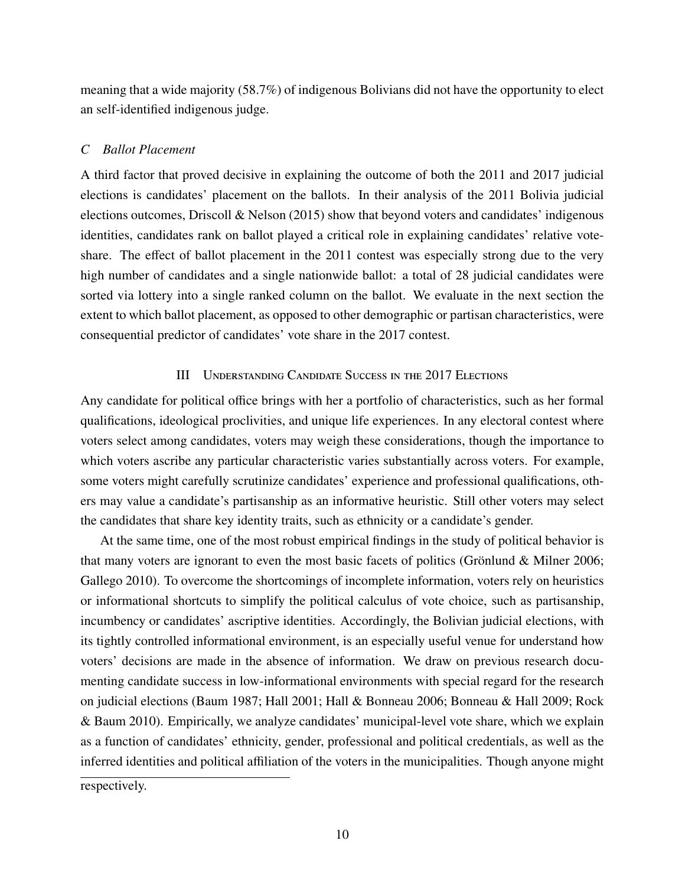meaning that a wide majority (58.7%) of indigenous Bolivians did not have the opportunity to elect an self-identified indigenous judge.

### *C Ballot Placement*

A third factor that proved decisive in explaining the outcome of both the 2011 and 2017 judicial elections is candidates' placement on the ballots. In their analysis of the 2011 Bolivia judicial elections outcomes, Driscoll & Nelson (2015) show that beyond voters and candidates' indigenous identities, candidates rank on ballot played a critical role in explaining candidates' relative vote-share. The effect of ballot placement in the 2011 contest was especially strong due to the very high number of candidates and a single nationwide ballot: a total of 28 judicial candidates were sorted via lottery into a single ranked column on the ballot. We evaluate in the next section the extent to which ballot placement, as opposed to other demographic or partisan characteristics, were consequential predictor of candidates' vote share in the 2017 contest.

## III Understanding Candidate Success in the 2017 Elections

Any candidate for political office brings with her a portfolio of characteristics, such as her formal qualifications, ideological proclivities, and unique life experiences. In any electoral contest where voters select among candidates, voters may weigh these considerations, though the importance to which voters ascribe any particular characteristic varies substantially across voters. For example, some voters might carefully scrutinize candidates' experience and professional qualifications, others may value a candidate's partisanship as an informative heuristic. Still other voters may select the candidates that share key identity traits, such as ethnicity or a candidate's gender.

At the same time, one of the most robust empirical findings in the study of political behavior is that many voters are ignorant to even the most basic facets of politics (Grönlund & Milner 2006; Gallego 2010). To overcome the shortcomings of incomplete information, voters rely on heuristics or informational shortcuts to simplify the political calculus of vote choice, such as partisanship, incumbency or candidates' ascriptive identities. Accordingly, the Bolivian judicial elections, with its tightly controlled informational environment, is an especially useful venue for understand how voters' decisions are made in the absence of information. We draw on previous research documenting candidate success in low-informational environments with special regard for the research on judicial elections (Baum 1987; Hall 2001; Hall & Bonneau 2006; Bonneau & Hall 2009; Rock & Baum 2010). Empirically, we analyze candidates' municipal-level vote share, which we explain as a function of candidates' ethnicity, gender, professional and political credentials, as well as the inferred identities and political affiliation of the voters in the municipalities. Though anyone might

respectively.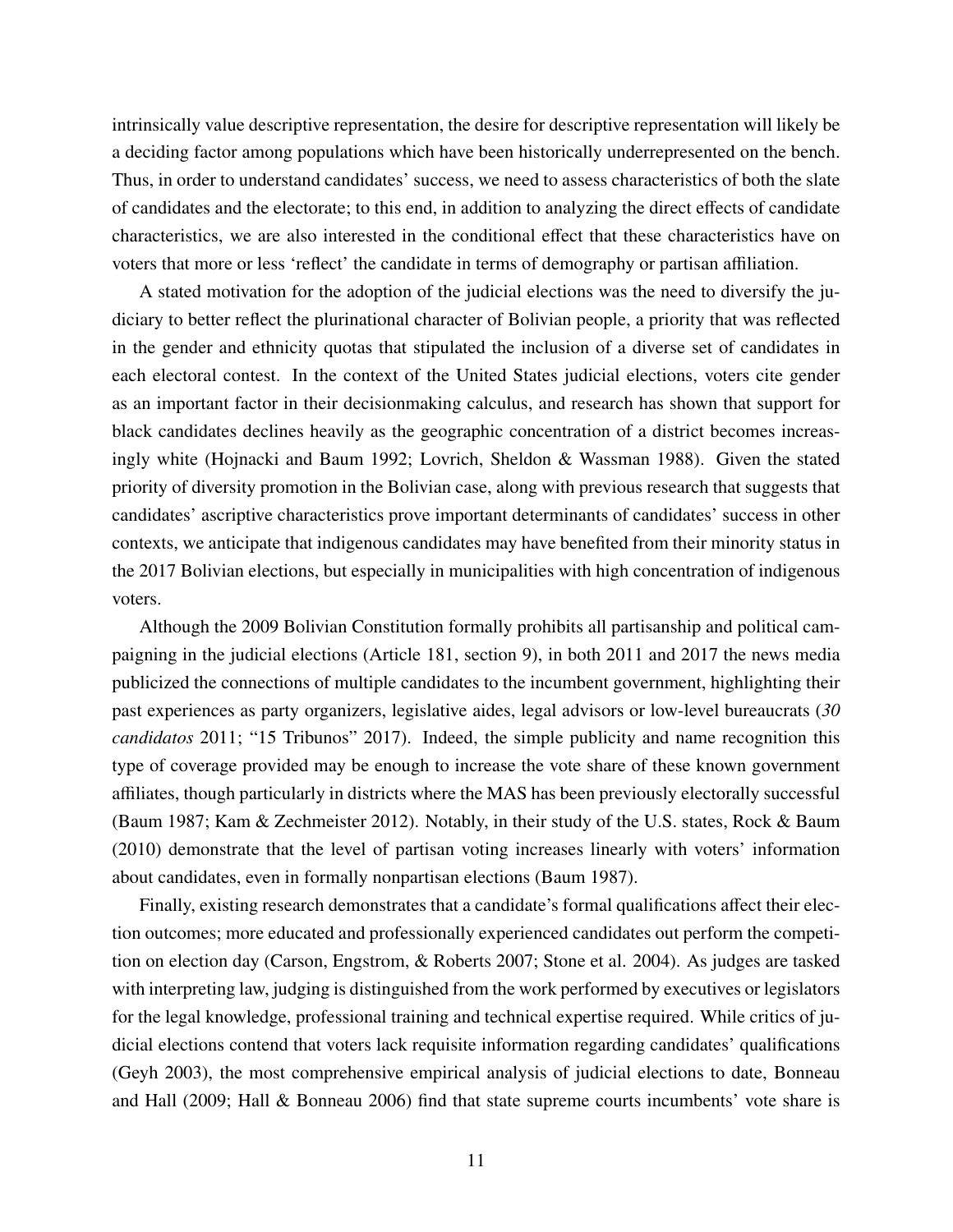intrinsically value descriptive representation, the desire for descriptive representation will likely be a deciding factor among populations which have been historically underrepresented on the bench. Thus, in order to understand candidates' success, we need to assess characteristics of both the slate of candidates and the electorate; to this end, in addition to analyzing the direct effects of candidate characteristics, we are also interested in the conditional effect that these characteristics have on voters that more or less 'reflect' the candidate in terms of demography or partisan affiliation.

A stated motivation for the adoption of the judicial elections was the need to diversify the judiciary to better reflect the plurinational character of Bolivian people, a priority that was reflected in the gender and ethnicity quotas that stipulated the inclusion of a diverse set of candidates in each electoral contest. In the context of the United States judicial elections, voters cite gender as an important factor in their decisionmaking calculus, and research has shown that support for black candidates declines heavily as the geographic concentration of a district becomes increasingly white (Hojnacki and Baum 1992; Lovrich, Sheldon & Wassman 1988). Given the stated priority of diversity promotion in the Bolivian case, along with previous research that suggests that candidates' ascriptive characteristics prove important determinants of candidates' success in other contexts, we anticipate that indigenous candidates may have benefited from their minority status in the 2017 Bolivian elections, but especially in municipalities with high concentration of indigenous voters.

Although the 2009 Bolivian Constitution formally prohibits all partisanship and political campaigning in the judicial elections (Article 181, section 9), in both 2011 and 2017 the news media publicized the connections of multiple candidates to the incumbent government, highlighting their past experiences as party organizers, legislative aides, legal advisors or low-level bureaucrats (*30 candidatos* 2011; "15 Tribunos" 2017). Indeed, the simple publicity and name recognition this type of coverage provided may be enough to increase the vote share of these known government affiliates, though particularly in districts where the MAS has been previously electorally successful (Baum 1987; Kam & Zechmeister 2012). Notably, in their study of the U.S. states, Rock & Baum (2010) demonstrate that the level of partisan voting increases linearly with voters' information about candidates, even in formally nonpartisan elections (Baum 1987).

Finally, existing research demonstrates that a candidate's formal qualifications affect their election outcomes; more educated and professionally experienced candidates out perform the competition on election day (Carson, Engstrom, & Roberts 2007; Stone et al. 2004). As judges are tasked with interpreting law, judging is distinguished from the work performed by executives or legislators for the legal knowledge, professional training and technical expertise required. While critics of judicial elections contend that voters lack requisite information regarding candidates' qualifications (Geyh 2003), the most comprehensive empirical analysis of judicial elections to date, Bonneau and Hall (2009; Hall & Bonneau 2006) find that state supreme courts incumbents' vote share is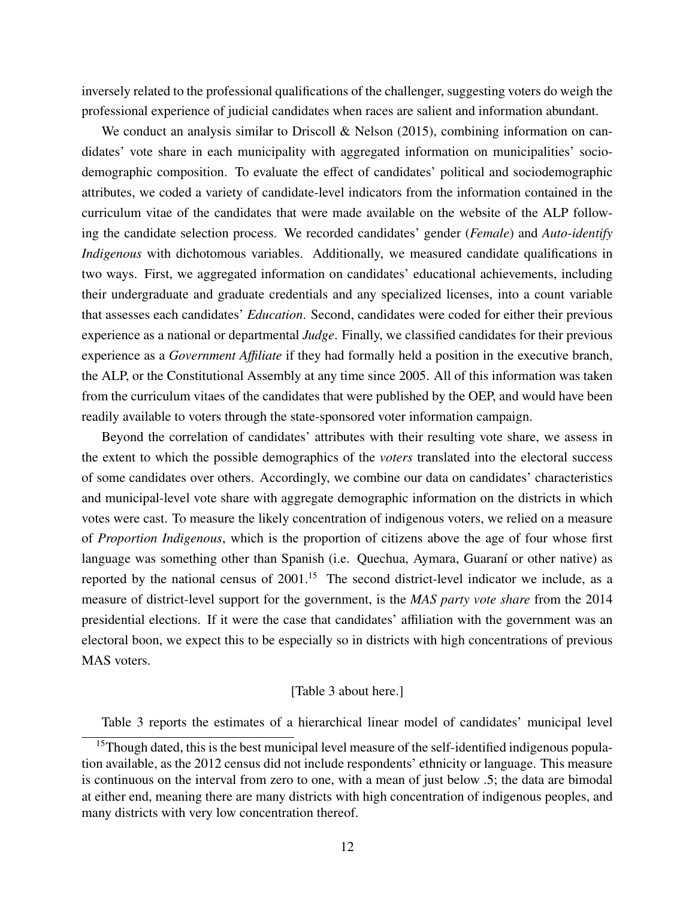inversely related to the professional qualifications of the challenger, suggesting voters do weigh the professional experience of judicial candidates when races are salient and information abundant.

We conduct an analysis similar to Driscoll & Nelson (2015), combining information on candidates' vote share in each municipality with aggregated information on municipalities' sociodemographic composition. To evaluate the effect of candidates' political and sociodemographic attributes, we coded a variety of candidate-level indicators from the information contained in the curriculum vitae of the candidates that were made available on the website of the ALP following the candidate selection process. We recorded candidates' gender (***Female***) and ***Auto-identify Indigenous*** with dichotomous variables. Additionally, we measured candidate qualifications in two ways. First, we aggregated information on candidates' educational achievements, including their undergraduate and graduate credentials and any specialized licenses, into a count variable that assesses each candidates' ***Education***. Second, candidates were coded for either their previous experience as a national or departmental ***Judge***. Finally, we classified candidates for their previous experience as a ***Government Affiliate*** if they had formally held a position in the executive branch, the ALP, or the Constitutional Assembly at any time since 2005. All of this information was taken from the curriculum vitaes of the candidates that were published by the OEP, and would have been readily available to voters through the state-sponsored voter information campaign.

Beyond the correlation of candidates' attributes with their resulting vote share, we assess in the extent to which the possible demographics of the *voters* translated into the electoral success of some candidates over others. Accordingly, we combine our data on candidates' characteristics and municipal-level vote share with aggregate demographic information on the districts in which votes were cast. To measure the likely concentration of indigenous voters, we relied on a measure of ***Proportion Indigenous***, which is the proportion of citizens above the age of four whose first language was something other than Spanish (i.e. Quechua, Aymara, Guaraní or other native) as reported by the national census of 2001.[15] The second district-level indicator we include, as a measure of district-level support for the government, is the ***MAS party vote share*** from the 2014 presidential elections. If it were the case that candidates' affiliation with the government was an electoral boon, we expect this to be especially so in districts with high concentrations of previous MAS voters.

[Table 3 about here.]

Table 3 reports the estimates of a hierarchical linear model of candidates' municipal level

[15] Though dated, this is the best municipal level measure of the self-identified indigenous population available, as the 2012 census did not include respondents' ethnicity or language. This measure is continuous on the interval from zero to one, with a mean of just below .5; the data are bimodal at either end, meaning there are many districts with high concentration of indigenous peoples, and many districts with very low concentration thereof.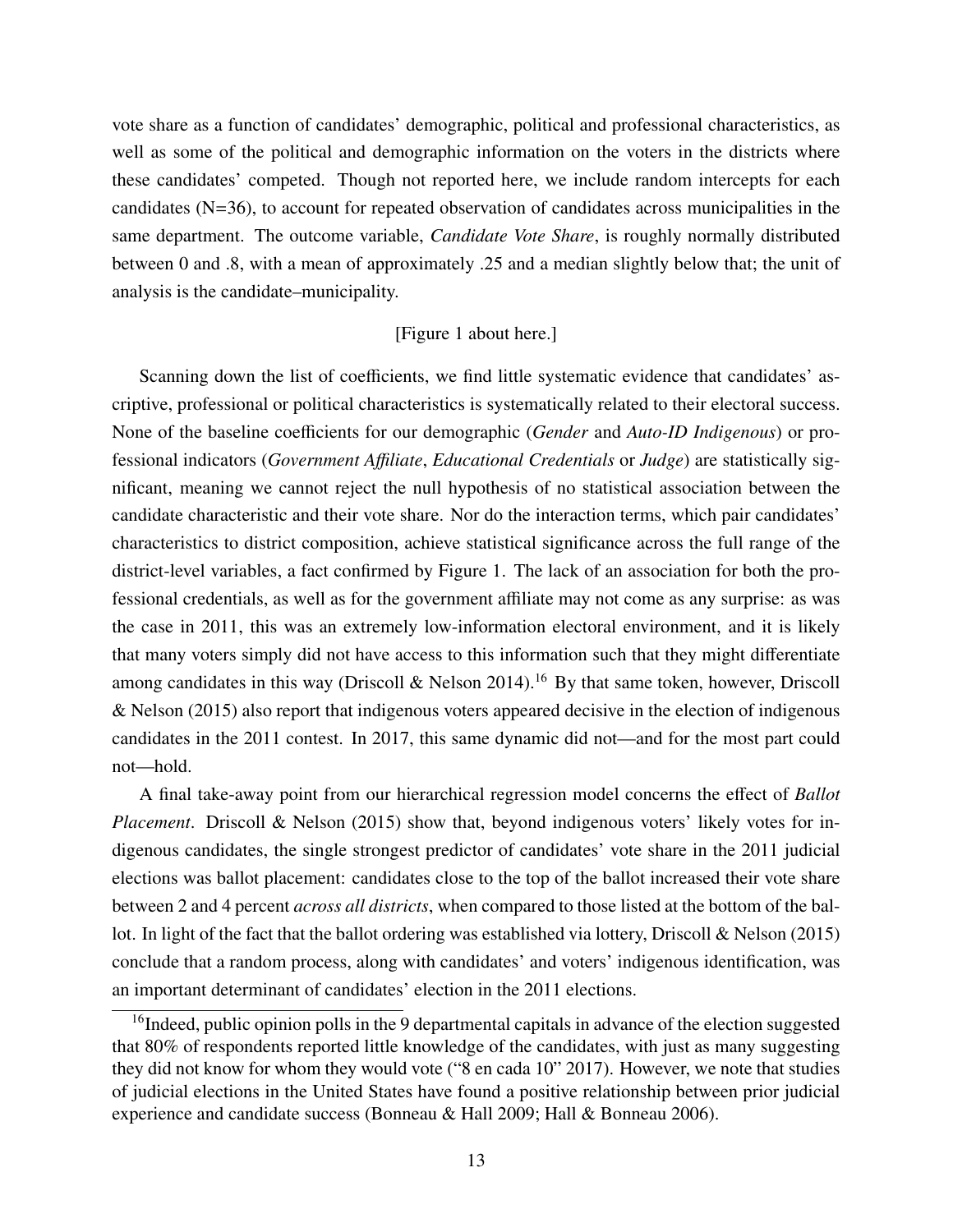vote share as a function of candidates' demographic, political and professional characteristics, as well as some of the political and demographic information on the voters in the districts where these candidates' competed. Though not reported here, we include random intercepts for each candidates (N=36), to account for repeated observation of candidates across municipalities in the same department. The outcome variable, *Candidate Vote Share*, is roughly normally distributed between 0 and .8, with a mean of approximately .25 and a median slightly below that; the unit of analysis is the candidate–municipality.

[Figure 1 about here.]

Scanning down the list of coefficients, we find little systematic evidence that candidates' ascriptive, professional or political characteristics is systematically related to their electoral success. None of the baseline coefficients for our demographic (*Gender* and *Auto-ID Indigenous*) or professional indicators (*Government Affiliate*, *Educational Credentials* or *Judge*) are statistically significant, meaning we cannot reject the null hypothesis of no statistical association between the candidate characteristic and their vote share. Nor do the interaction terms, which pair candidates' characteristics to district composition, achieve statistical significance across the full range of the district-level variables, a fact confirmed by Figure 1. The lack of an association for both the professional credentials, as well as for the government affiliate may not come as any surprise: as was the case in 2011, this was an extremely low-information electoral environment, and it is likely that many voters simply did not have access to this information such that they might differentiate among candidates in this way (Driscoll & Nelson 2014).[16] By that same token, however, Driscoll & Nelson (2015) also report that indigenous voters appeared decisive in the election of indigenous candidates in the 2011 contest. In 2017, this same dynamic did not—and for the most part could not—hold.

A final take-away point from our hierarchical regression model concerns the effect of *Ballot Placement*. Driscoll & Nelson (2015) show that, beyond indigenous voters' likely votes for indigenous candidates, the single strongest predictor of candidates' vote share in the 2011 judicial elections was ballot placement: candidates close to the top of the ballot increased their vote share between 2 and 4 percent *across all districts*, when compared to those listed at the bottom of the ballot. In light of the fact that the ballot ordering was established via lottery, Driscoll & Nelson (2015) conclude that a random process, along with candidates' and voters' indigenous identification, was an important determinant of candidates' election in the 2011 elections.

[16] Indeed, public opinion polls in the 9 departmental capitals in advance of the election suggested that 80% of respondents reported little knowledge of the candidates, with just as many suggesting they did not know for whom they would vote ("8 en cada 10" 2017). However, we note that studies of judicial elections in the United States have found a positive relationship between prior judicial experience and candidate success (Bonneau & Hall 2009; Hall & Bonneau 2006).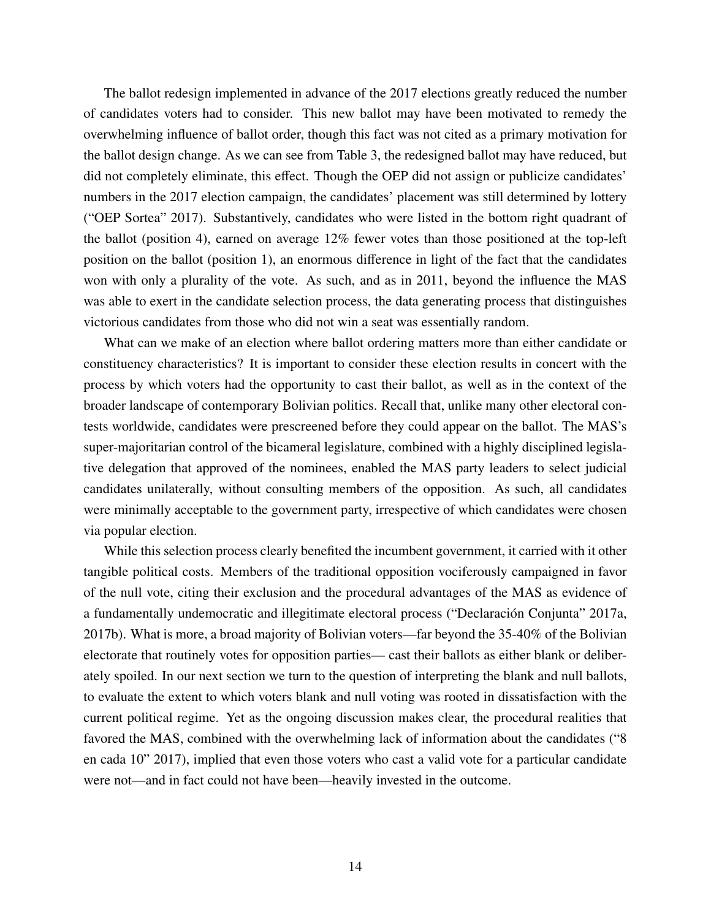The ballot redesign implemented in advance of the 2017 elections greatly reduced the number of candidates voters had to consider. This new ballot may have been motivated to remedy the overwhelming influence of ballot order, though this fact was not cited as a primary motivation for the ballot design change. As we can see from Table 3, the redesigned ballot may have reduced, but did not completely eliminate, this effect. Though the OEP did not assign or publicize candidates' numbers in the 2017 election campaign, the candidates' placement was still determined by lottery ("OEP Sortea" 2017). Substantively, candidates who were listed in the bottom right quadrant of the ballot (position 4), earned on average 12% fewer votes than those positioned at the top-left position on the ballot (position 1), an enormous difference in light of the fact that the candidates won with only a plurality of the vote. As such, and as in 2011, beyond the influence the MAS was able to exert in the candidate selection process, the data generating process that distinguishes victorious candidates from those who did not win a seat was essentially random.

What can we make of an election where ballot ordering matters more than either candidate or constituency characteristics? It is important to consider these election results in concert with the process by which voters had the opportunity to cast their ballot, as well as in the context of the broader landscape of contemporary Bolivian politics. Recall that, unlike many other electoral contests worldwide, candidates were prescreened before they could appear on the ballot. The MAS's super-majoritarian control of the bicameral legislature, combined with a highly disciplined legislative delegation that approved of the nominees, enabled the MAS party leaders to select judicial candidates unilaterally, without consulting members of the opposition. As such, all candidates were minimally acceptable to the government party, irrespective of which candidates were chosen via popular election.

While this selection process clearly benefited the incumbent government, it carried with it other tangible political costs. Members of the traditional opposition vociferously campaigned in favor of the null vote, citing their exclusion and the procedural advantages of the MAS as evidence of a fundamentally undemocratic and illegitimate electoral process ("Declaración Conjunta" 2017a, 2017b). What is more, a broad majority of Bolivian voters—far beyond the 35-40% of the Bolivian electorate that routinely votes for opposition parties— cast their ballots as either blank or deliberately spoiled. In our next section we turn to the question of interpreting the blank and null ballots, to evaluate the extent to which voters blank and null voting was rooted in dissatisfaction with the current political regime. Yet as the ongoing discussion makes clear, the procedural realities that favored the MAS, combined with the overwhelming lack of information about the candidates ("8 en cada 10" 2017), implied that even those voters who cast a valid vote for a particular candidate were not—and in fact could not have been—heavily invested in the outcome.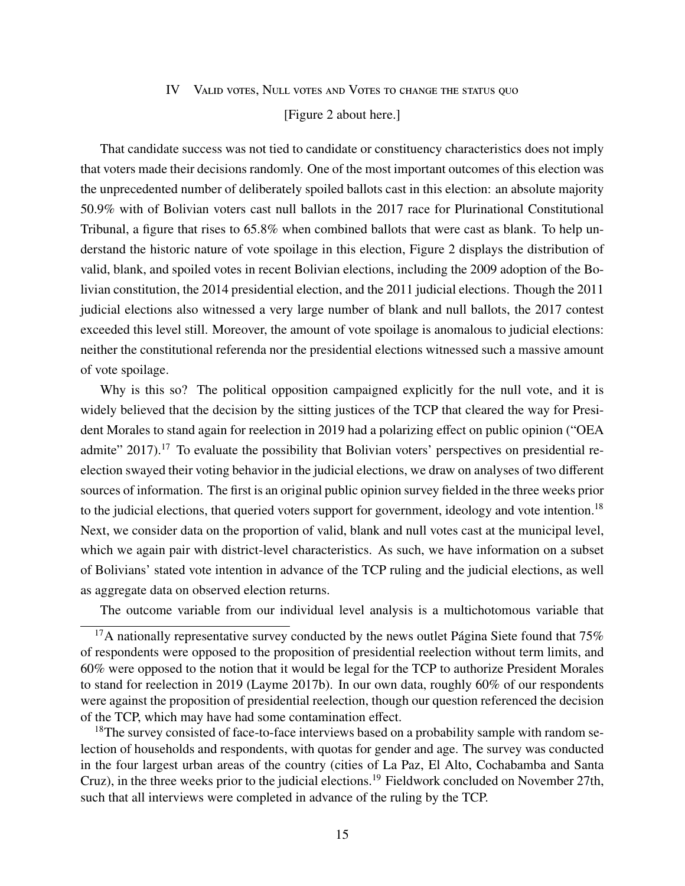## IV Valid votes, Null votes and Votes to change the status quo

[Figure 2 about here.]

That candidate success was not tied to candidate or constituency characteristics does not imply that voters made their decisions randomly. One of the most important outcomes of this election was the unprecedented number of deliberately spoiled ballots cast in this election: an absolute majority 50.9% with of Bolivian voters cast null ballots in the 2017 race for Plurinational Constitutional Tribunal, a figure that rises to 65.8% when combined ballots that were cast as blank. To help understand the historic nature of vote spoilage in this election, Figure 2 displays the distribution of valid, blank, and spoiled votes in recent Bolivian elections, including the 2009 adoption of the Bolivian constitution, the 2014 presidential election, and the 2011 judicial elections. Though the 2011 judicial elections also witnessed a very large number of blank and null ballots, the 2017 contest exceeded this level still. Moreover, the amount of vote spoilage is anomalous to judicial elections: neither the constitutional referenda nor the presidential elections witnessed such a massive amount of vote spoilage.

Why is this so? The political opposition campaigned explicitly for the null vote, and it is widely believed that the decision by the sitting justices of the TCP that cleared the way for President Morales to stand again for reelection in 2019 had a polarizing effect on public opinion ("OEA admite" 2017).[17] To evaluate the possibility that Bolivian voters' perspectives on presidential reelection swayed their voting behavior in the judicial elections, we draw on analyses of two different sources of information. The first is an original public opinion survey fielded in the three weeks prior to the judicial elections, that queried voters support for government, ideology and vote intention.[18] Next, we consider data on the proportion of valid, blank and null votes cast at the municipal level, which we again pair with district-level characteristics. As such, we have information on a subset of Bolivians' stated vote intention in advance of the TCP ruling and the judicial elections, as well as aggregate data on observed election returns.

The outcome variable from our individual level analysis is a multichotomous variable that

[17] A nationally representative survey conducted by the news outlet Página Siete found that 75% of respondents were opposed to the proposition of presidential reelection without term limits, and 60% were opposed to the notion that it would be legal for the TCP to authorize President Morales to stand for reelection in 2019 (Layme 2017b). In our own data, roughly 60% of our respondents were against the proposition of presidential reelection, though our question referenced the decision of the TCP, which may have had some contamination effect.

[18] The survey consisted of face-to-face interviews based on a probability sample with random selection of households and respondents, with quotas for gender and age. The survey was conducted in the four largest urban areas of the country (cities of La Paz, El Alto, Cochabamba and Santa Cruz), in the three weeks prior to the judicial elections.[19] Fieldwork concluded on November 27th, such that all interviews were completed in advance of the ruling by the TCP.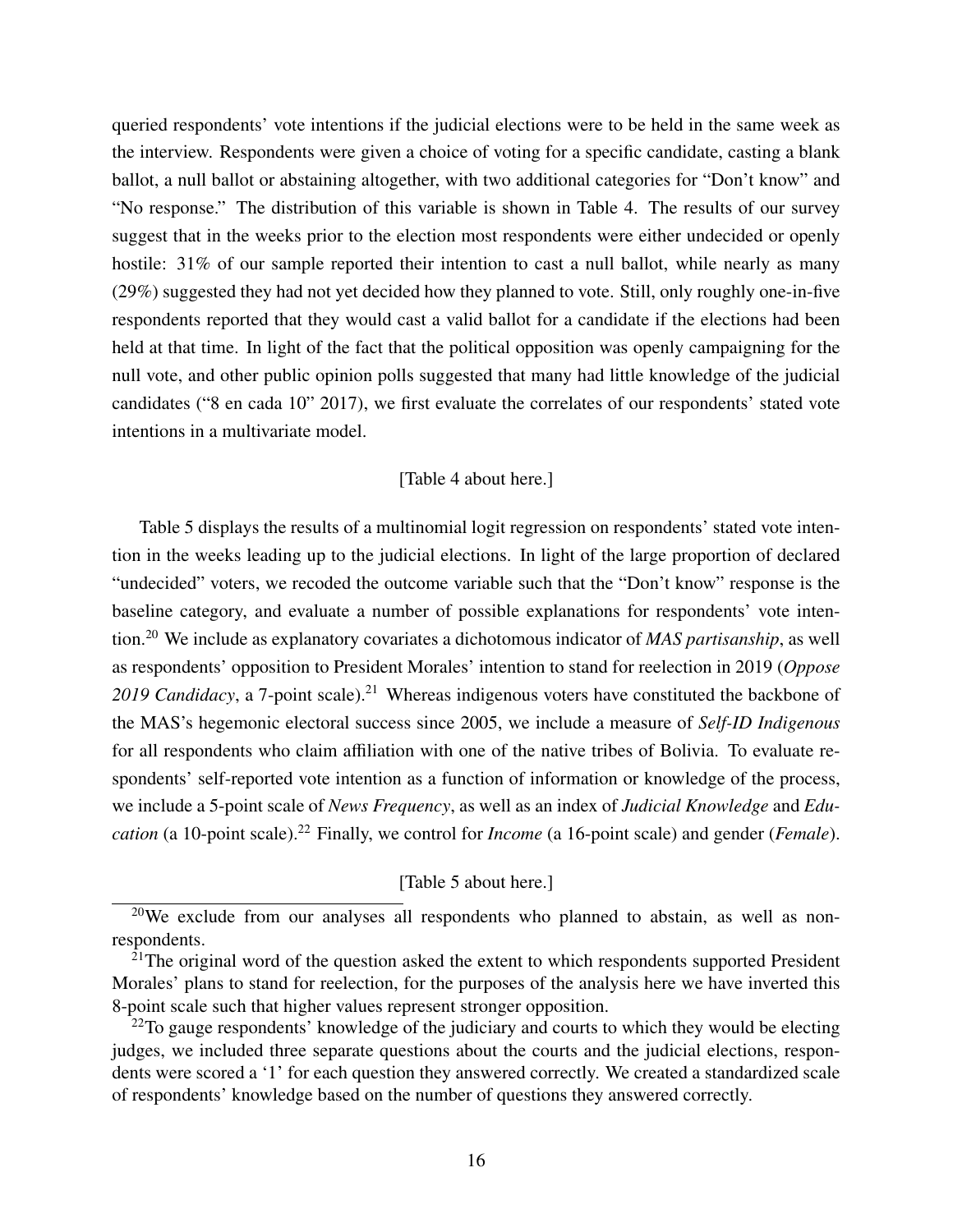queried respondents' vote intentions if the judicial elections were to be held in the same week as the interview. Respondents were given a choice of voting for a specific candidate, casting a blank ballot, a null ballot or abstaining altogether, with two additional categories for "Don't know" and "No response." The distribution of this variable is shown in Table 4. The results of our survey suggest that in the weeks prior to the election most respondents were either undecided or openly hostile: 31% of our sample reported their intention to cast a null ballot, while nearly as many (29%) suggested they had not yet decided how they planned to vote. Still, only roughly one-in-five respondents reported that they would cast a valid ballot for a candidate if the elections had been held at that time. In light of the fact that the political opposition was openly campaigning for the null vote, and other public opinion polls suggested that many had little knowledge of the judicial candidates ("8 en cada 10" 2017), we first evaluate the correlates of our respondents' stated vote intentions in a multivariate model.

[Table 4 about here.]

Table 5 displays the results of a multinomial logit regression on respondents' stated vote intention in the weeks leading up to the judicial elections. In light of the large proportion of declared "undecided" voters, we recoded the outcome variable such that the "Don't know" response is the baseline category, and evaluate a number of possible explanations for respondents' vote intention.[20] We include as explanatory covariates a dichotomous indicator of *MAS partisanship*, as well as respondents' opposition to President Morales' intention to stand for reelection in 2019 (*Oppose 2019 Candidacy*, a 7-point scale).[21] Whereas indigenous voters have constituted the backbone of the MAS's hegemonic electoral success since 2005, we include a measure of *Self-ID Indigenous* for all respondents who claim affiliation with one of the native tribes of Bolivia. To evaluate respondents' self-reported vote intention as a function of information or knowledge of the process, we include a 5-point scale of *News Frequency*, as well as an index of *Judicial Knowledge* and *Education* (a 10-point scale).[22] Finally, we control for *Income* (a 16-point scale) and gender (*Female*).

[Table 5 about here.]

[20]We exclude from our analyses all respondents who planned to abstain, as well as non-respondents.

[21]The original word of the question asked the extent to which respondents supported President Morales' plans to stand for reelection, for the purposes of the analysis here we have inverted this 8-point scale such that higher values represent stronger opposition.

[22]To gauge respondents' knowledge of the judiciary and courts to which they would be electing judges, we included three separate questions about the courts and the judicial elections, respondents were scored a '1' for each question they answered correctly. We created a standardized scale of respondents' knowledge based on the number of questions they answered correctly.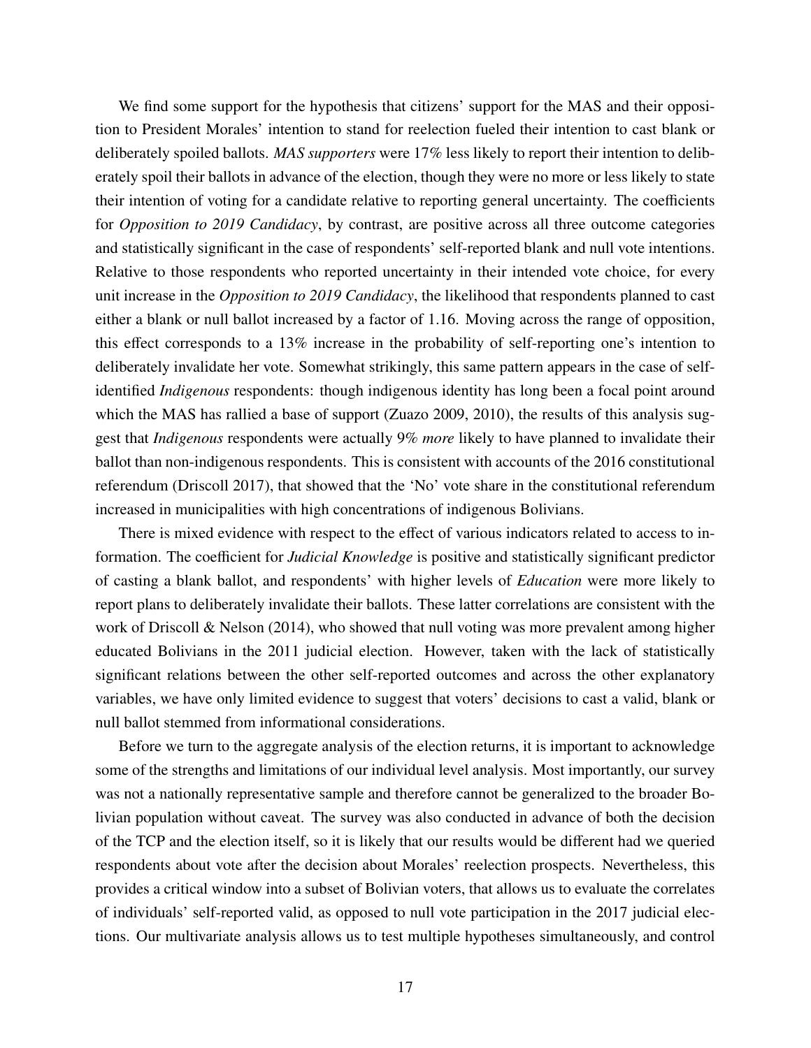We find some support for the hypothesis that citizens' support for the MAS and their opposition to President Morales' intention to stand for reelection fueled their intention to cast blank or deliberately spoiled ballots. *MAS supporters* were 17% less likely to report their intention to deliberately spoil their ballots in advance of the election, though they were no more or less likely to state their intention of voting for a candidate relative to reporting general uncertainty. The coefficients for *Opposition to 2019 Candidacy*, by contrast, are positive across all three outcome categories and statistically significant in the case of respondents' self-reported blank and null vote intentions. Relative to those respondents who reported uncertainty in their intended vote choice, for every unit increase in the *Opposition to 2019 Candidacy*, the likelihood that respondents planned to cast either a blank or null ballot increased by a factor of 1.16. Moving across the range of opposition, this effect corresponds to a 13% increase in the probability of self-reporting one's intention to deliberately invalidate her vote. Somewhat strikingly, this same pattern appears in the case of self-identified *Indigenous* respondents: though indigenous identity has long been a focal point around which the MAS has rallied a base of support (Zuazo 2009, 2010), the results of this analysis suggest that *Indigenous* respondents were actually 9% *more* likely to have planned to invalidate their ballot than non-indigenous respondents. This is consistent with accounts of the 2016 constitutional referendum (Driscoll 2017), that showed that the 'No' vote share in the constitutional referendum increased in municipalities with high concentrations of indigenous Bolivians.

There is mixed evidence with respect to the effect of various indicators related to access to information. The coefficient for *Judicial Knowledge* is positive and statistically significant predictor of casting a blank ballot, and respondents' with higher levels of *Education* were more likely to report plans to deliberately invalidate their ballots. These latter correlations are consistent with the work of Driscoll & Nelson (2014), who showed that null voting was more prevalent among higher educated Bolivians in the 2011 judicial election. However, taken with the lack of statistically significant relations between the other self-reported outcomes and across the other explanatory variables, we have only limited evidence to suggest that voters' decisions to cast a valid, blank or null ballot stemmed from informational considerations.

Before we turn to the aggregate analysis of the election returns, it is important to acknowledge some of the strengths and limitations of our individual level analysis. Most importantly, our survey was not a nationally representative sample and therefore cannot be generalized to the broader Bolivian population without caveat. The survey was also conducted in advance of both the decision of the TCP and the election itself, so it is likely that our results would be different had we queried respondents about vote after the decision about Morales' reelection prospects. Nevertheless, this provides a critical window into a subset of Bolivian voters, that allows us to evaluate the correlates of individuals' self-reported valid, as opposed to null vote participation in the 2017 judicial elections. Our multivariate analysis allows us to test multiple hypotheses simultaneously, and control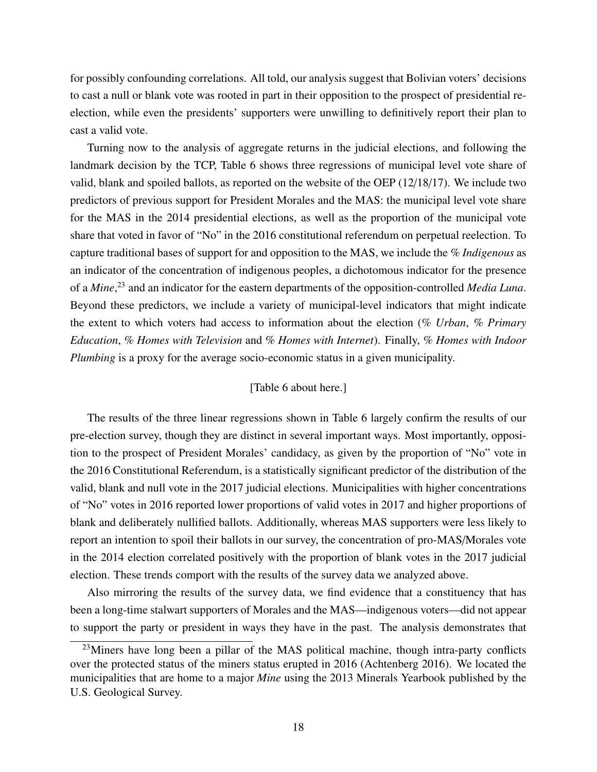for possibly confounding correlations. All told, our analysis suggest that Bolivian voters' decisions to cast a null or blank vote was rooted in part in their opposition to the prospect of presidential reelection, while even the presidents' supporters were unwilling to definitively report their plan to cast a valid vote.

Turning now to the analysis of aggregate returns in the judicial elections, and following the landmark decision by the TCP, Table 6 shows three regressions of municipal level vote share of valid, blank and spoiled ballots, as reported on the website of the OEP (12/18/17). We include two predictors of previous support for President Morales and the MAS: the municipal level vote share for the MAS in the 2014 presidential elections, as well as the proportion of the municipal vote share that voted in favor of "No" in the 2016 constitutional referendum on perpetual reelection. To capture traditional bases of support for and opposition to the MAS, we include the *% Indigenous* as an indicator of the concentration of indigenous peoples, a dichotomous indicator for the presence of a *Mine*,[23] and an indicator for the eastern departments of the opposition-controlled *Media Luna*. Beyond these predictors, we include a variety of municipal-level indicators that might indicate the extent to which voters had access to information about the election (*% Urban*, *% Primary Education*, *% Homes with Television* and *% Homes with Internet*). Finally, *% Homes with Indoor Plumbing* is a proxy for the average socio-economic status in a given municipality.

[Table 6 about here.]

The results of the three linear regressions shown in Table 6 largely confirm the results of our pre-election survey, though they are distinct in several important ways. Most importantly, opposition to the prospect of President Morales' candidacy, as given by the proportion of "No" vote in the 2016 Constitutional Referendum, is a statistically significant predictor of the distribution of the valid, blank and null vote in the 2017 judicial elections. Municipalities with higher concentrations of "No" votes in 2016 reported lower proportions of valid votes in 2017 and higher proportions of blank and deliberately nullified ballots. Additionally, whereas MAS supporters were less likely to report an intention to spoil their ballots in our survey, the concentration of pro-MAS/Morales vote in the 2014 election correlated positively with the proportion of blank votes in the 2017 judicial election. These trends comport with the results of the survey data we analyzed above.

Also mirroring the results of the survey data, we find evidence that a constituency that has been a long-time stalwart supporters of Morales and the MAS—indigenous voters—did not appear to support the party or president in ways they have in the past. The analysis demonstrates that

[23] Miners have long been a pillar of the MAS political machine, though intra-party conflicts over the protected status of the miners status erupted in 2016 (Achtenberg 2016). We located the municipalities that are home to a major *Mine* using the 2013 Minerals Yearbook published by the U.S. Geological Survey.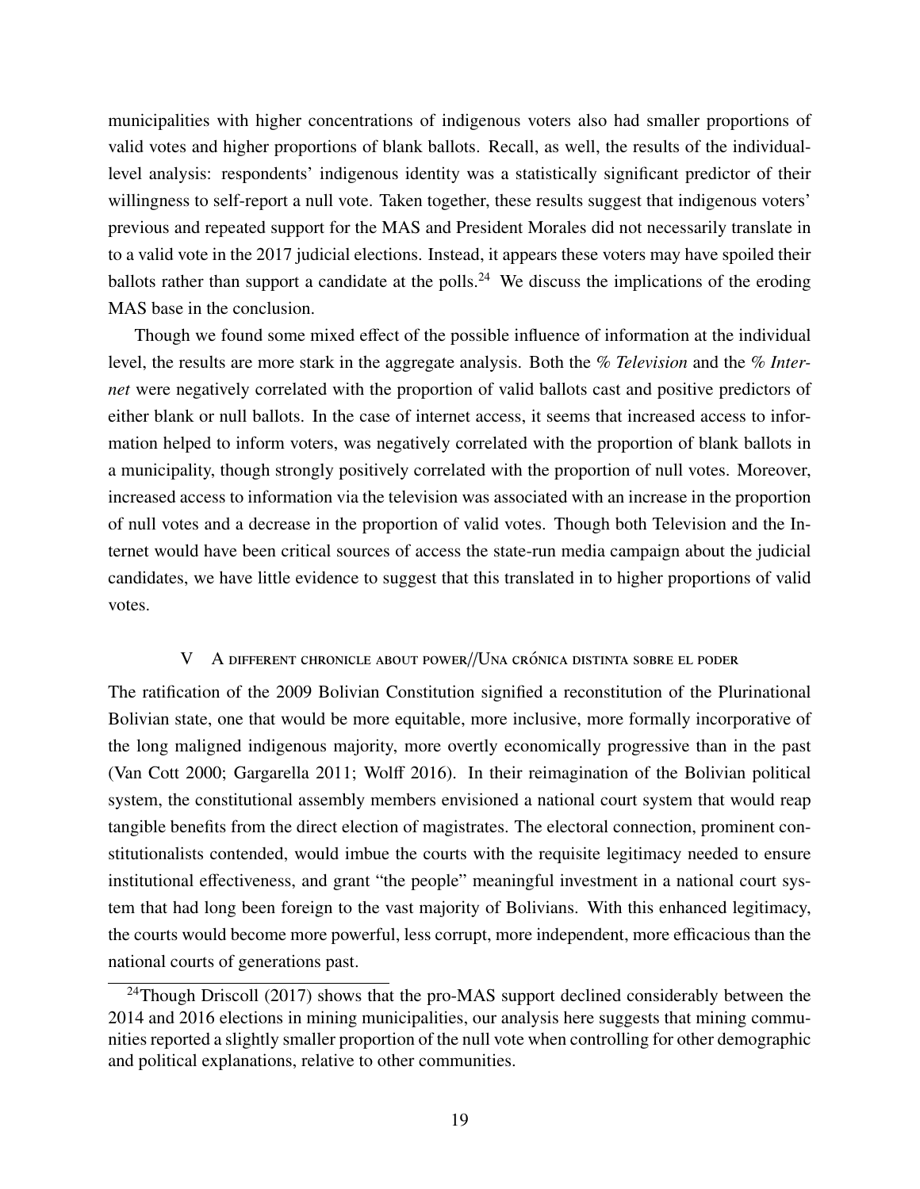municipalities with higher concentrations of indigenous voters also had smaller proportions of valid votes and higher proportions of blank ballots. Recall, as well, the results of the individual-level analysis: respondents' indigenous identity was a statistically significant predictor of their willingness to self-report a null vote. Taken together, these results suggest that indigenous voters' previous and repeated support for the MAS and President Morales did not necessarily translate in to a valid vote in the 2017 judicial elections. Instead, it appears these voters may have spoiled their ballots rather than support a candidate at the polls.[24] We discuss the implications of the eroding MAS base in the conclusion.

Though we found some mixed effect of the possible influence of information at the individual level, the results are more stark in the aggregate analysis. Both the *% Television* and the *% Internet* were negatively correlated with the proportion of valid ballots cast and positive predictors of either blank or null ballots. In the case of internet access, it seems that increased access to information helped to inform voters, was negatively correlated with the proportion of blank ballots in a municipality, though strongly positively correlated with the proportion of null votes. Moreover, increased access to information via the television was associated with an increase in the proportion of null votes and a decrease in the proportion of valid votes. Though both Television and the Internet would have been critical sources of access the state-run media campaign about the judicial candidates, we have little evidence to suggest that this translated in to higher proportions of valid votes.

## V A different chronicle about power//Una crónica distinta sobre el poder

The ratification of the 2009 Bolivian Constitution signified a reconstitution of the Plurinational Bolivian state, one that would be more equitable, more inclusive, more formally incorporative of the long maligned indigenous majority, more overtly economically progressive than in the past (Van Cott 2000; Gargarella 2011; Wolff 2016). In their reimagination of the Bolivian political system, the constitutional assembly members envisioned a national court system that would reap tangible benefits from the direct election of magistrates. The electoral connection, prominent constitutionalists contended, would imbue the courts with the requisite legitimacy needed to ensure institutional effectiveness, and grant "the people" meaningful investment in a national court system that had long been foreign to the vast majority of Bolivians. With this enhanced legitimacy, the courts would become more powerful, less corrupt, more independent, more efficacious than the national courts of generations past.

[24] Though Driscoll (2017) shows that the pro-MAS support declined considerably between the 2014 and 2016 elections in mining municipalities, our analysis here suggests that mining communities reported a slightly smaller proportion of the null vote when controlling for other demographic and political explanations, relative to other communities.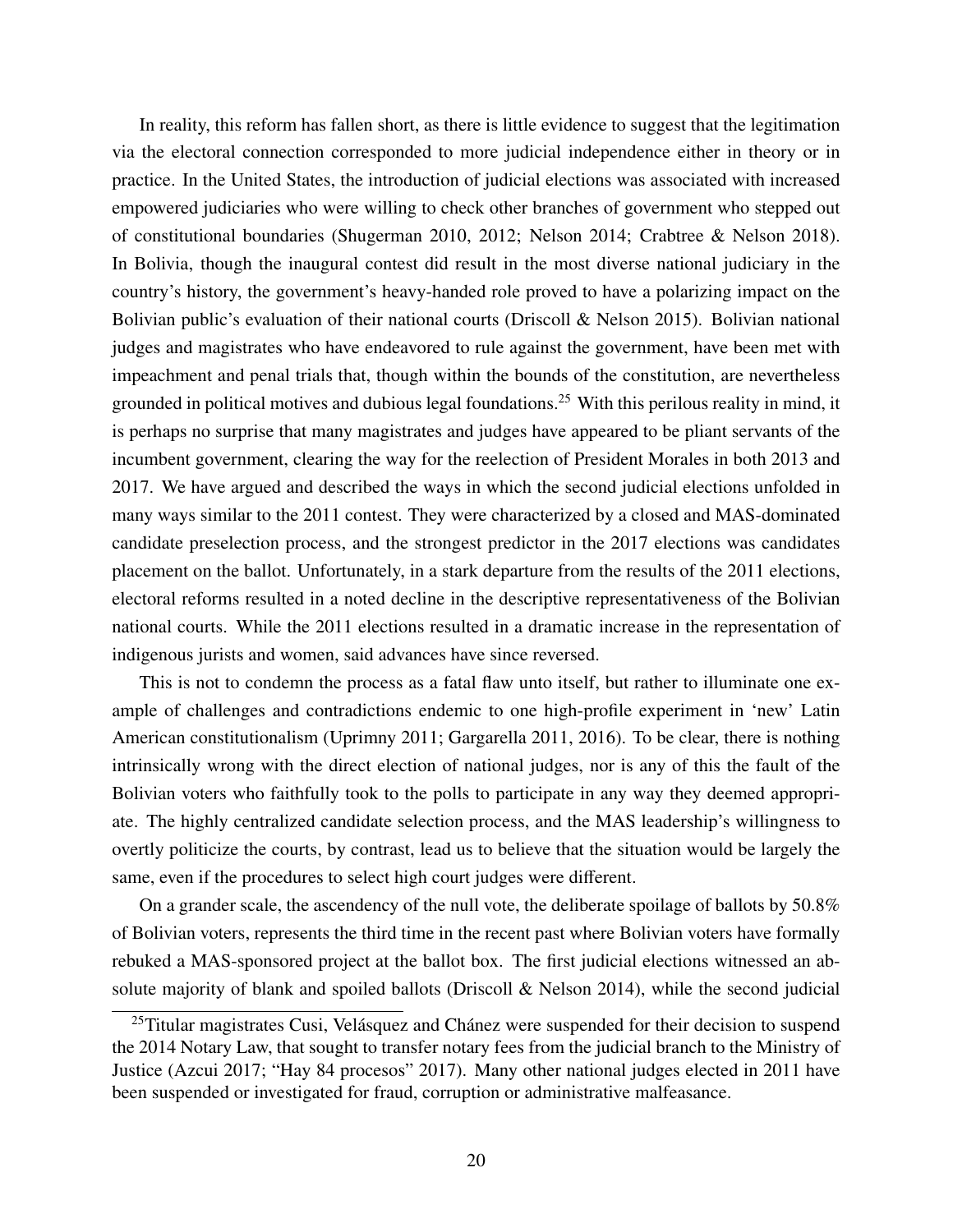In reality, this reform has fallen short, as there is little evidence to suggest that the legitimation via the electoral connection corresponded to more judicial independence either in theory or in practice. In the United States, the introduction of judicial elections was associated with increased empowered judiciaries who were willing to check other branches of government who stepped out of constitutional boundaries (Shugerman 2010, 2012; Nelson 2014; Crabtree & Nelson 2018). In Bolivia, though the inaugural contest did result in the most diverse national judiciary in the country's history, the government's heavy-handed role proved to have a polarizing impact on the Bolivian public's evaluation of their national courts (Driscoll & Nelson 2015). Bolivian national judges and magistrates who have endeavored to rule against the government, have been met with impeachment and penal trials that, though within the bounds of the constitution, are nevertheless grounded in political motives and dubious legal foundations.[25] With this perilous reality in mind, it is perhaps no surprise that many magistrates and judges have appeared to be pliant servants of the incumbent government, clearing the way for the reelection of President Morales in both 2013 and 2017. We have argued and described the ways in which the second judicial elections unfolded in many ways similar to the 2011 contest. They were characterized by a closed and MAS-dominated candidate preselection process, and the strongest predictor in the 2017 elections was candidates placement on the ballot. Unfortunately, in a stark departure from the results of the 2011 elections, electoral reforms resulted in a noted decline in the descriptive representativeness of the Bolivian national courts. While the 2011 elections resulted in a dramatic increase in the representation of indigenous jurists and women, said advances have since reversed.

This is not to condemn the process as a fatal flaw unto itself, but rather to illuminate one example of challenges and contradictions endemic to one high-profile experiment in 'new' Latin American constitutionalism (Uprimny 2011; Gargarella 2011, 2016). To be clear, there is nothing intrinsically wrong with the direct election of national judges, nor is any of this the fault of the Bolivian voters who faithfully took to the polls to participate in any way they deemed appropriate. The highly centralized candidate selection process, and the MAS leadership's willingness to overtly politicize the courts, by contrast, lead us to believe that the situation would be largely the same, even if the procedures to select high court judges were different.

On a grander scale, the ascendency of the null vote, the deliberate spoilage of ballots by 50.8% of Bolivian voters, represents the third time in the recent past where Bolivian voters have formally rebuked a MAS-sponsored project at the ballot box. The first judicial elections witnessed an absolute majority of blank and spoiled ballots (Driscoll & Nelson 2014), while the second judicial

[25] Titular magistrates Cusi, Velásquez and Chánez were suspended for their decision to suspend the 2014 Notary Law, that sought to transfer notary fees from the judicial branch to the Ministry of Justice (Azcui 2017; "Hay 84 procesos" 2017). Many other national judges elected in 2011 have been suspended or investigated for fraud, corruption or administrative malfeasance.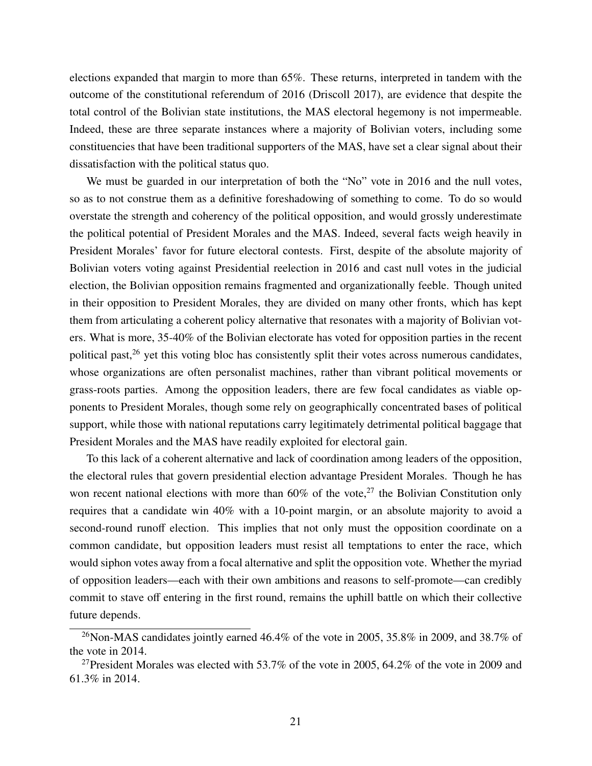elections expanded that margin to more than 65%. These returns, interpreted in tandem with the outcome of the constitutional referendum of 2016 (Driscoll 2017), are evidence that despite the total control of the Bolivian state institutions, the MAS electoral hegemony is not impermeable. Indeed, these are three separate instances where a majority of Bolivian voters, including some constituencies that have been traditional supporters of the MAS, have set a clear signal about their dissatisfaction with the political status quo.

We must be guarded in our interpretation of both the "No" vote in 2016 and the null votes, so as to not construe them as a definitive foreshadowing of something to come. To do so would overstate the strength and coherency of the political opposition, and would grossly underestimate the political potential of President Morales and the MAS. Indeed, several facts weigh heavily in President Morales' favor for future electoral contests. First, despite of the absolute majority of Bolivian voters voting against Presidential reelection in 2016 and cast null votes in the judicial election, the Bolivian opposition remains fragmented and organizationally feeble. Though united in their opposition to President Morales, they are divided on many other fronts, which has kept them from articulating a coherent policy alternative that resonates with a majority of Bolivian voters. What is more, 35-40% of the Bolivian electorate has voted for opposition parties in the recent political past,[26] yet this voting bloc has consistently split their votes across numerous candidates, whose organizations are often personalist machines, rather than vibrant political movements or grass-roots parties. Among the opposition leaders, there are few focal candidates as viable opponents to President Morales, though some rely on geographically concentrated bases of political support, while those with national reputations carry legitimately detrimental political baggage that President Morales and the MAS have readily exploited for electoral gain.

To this lack of a coherent alternative and lack of coordination among leaders of the opposition, the electoral rules that govern presidential election advantage President Morales. Though he has won recent national elections with more than 60% of the vote,[27] the Bolivian Constitution only requires that a candidate win 40% with a 10-point margin, or an absolute majority to avoid a second-round runoff election. This implies that not only must the opposition coordinate on a common candidate, but opposition leaders must resist all temptations to enter the race, which would siphon votes away from a focal alternative and split the opposition vote. Whether the myriad of opposition leaders—each with their own ambitions and reasons to self-promote—can credibly commit to stave off entering in the first round, remains the uphill battle on which their collective future depends.

[26]Non-MAS candidates jointly earned 46.4% of the vote in 2005, 35.8% in 2009, and 38.7% of the vote in 2014.

[27]President Morales was elected with 53.7% of the vote in 2005, 64.2% of the vote in 2009 and 61.3% in 2014.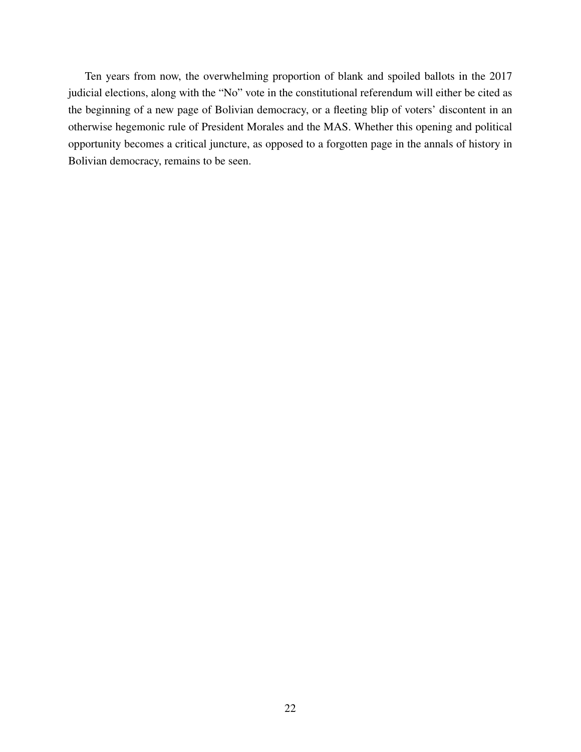Ten years from now, the overwhelming proportion of blank and spoiled ballots in the 2017 judicial elections, along with the "No" vote in the constitutional referendum will either be cited as the beginning of a new page of Bolivian democracy, or a fleeting blip of voters' discontent in an otherwise hegemonic rule of President Morales and the MAS. Whether this opening and political opportunity becomes a critical juncture, as opposed to a forgotten page in the annals of history in Bolivian democracy, remains to be seen.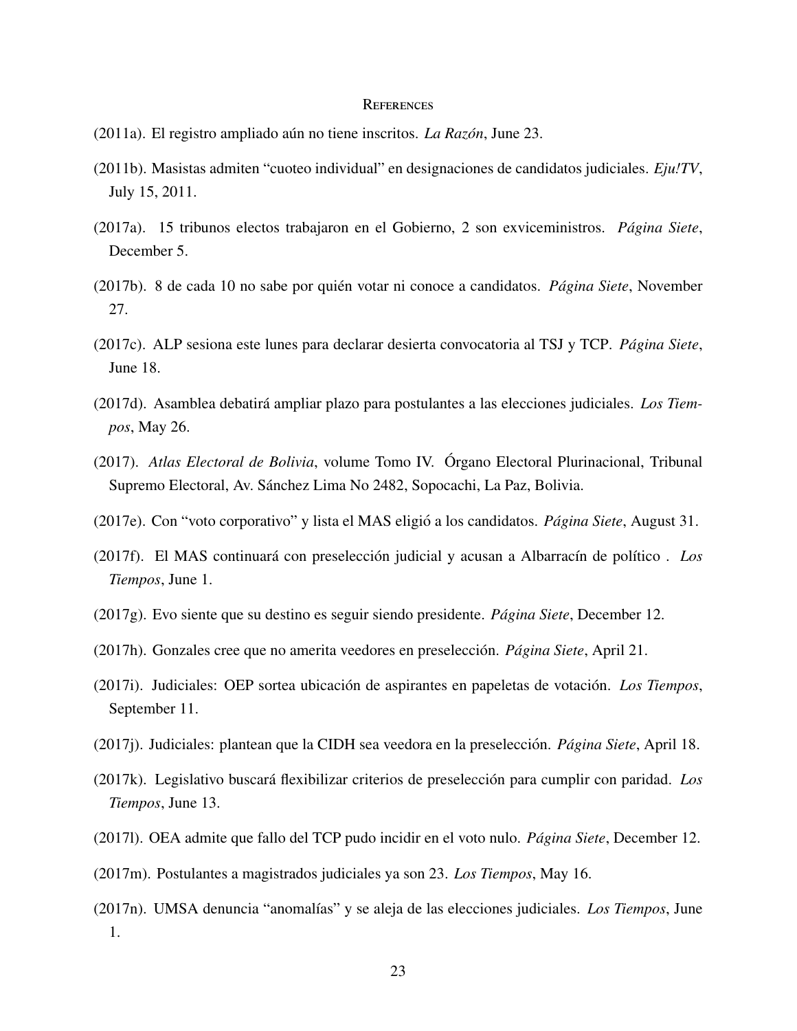# References

(2011a). El registro ampliado aún no tiene inscritos. *La Razón*, June 23.

(2011b). Masistas admiten "cuoteo individual" en designaciones de candidatos judiciales. *Eju!TV*, July 15, 2011.

(2017a). 15 tribunos electos trabajaron en el Gobierno, 2 son exviceministros. *Página Siete*, December 5.

(2017b). 8 de cada 10 no sabe por quién votar ni conoce a candidatos. *Página Siete*, November 27.

(2017c). ALP sesiona este lunes para declarar desierta convocatoria al TSJ y TCP. *Página Siete*, June 18.

(2017d). Asamblea debatirá ampliar plazo para postulantes a las elecciones judiciales. *Los Tiempos*, May 26.

(2017). *Atlas Electoral de Bolivia*, volume Tomo IV. Órgano Electoral Plurinacional, Tribunal Supremo Electoral, Av. Sánchez Lima No 2482, Sopocachi, La Paz, Bolivia.

(2017e). Con "voto corporativo" y lista el MAS eligió a los candidatos. *Página Siete*, August 31.

(2017f). El MAS continuará con preselección judicial y acusan a Albarracín de político . *Los Tiempos*, June 1.

(2017g). Evo siente que su destino es seguir siendo presidente. *Página Siete*, December 12.

(2017h). Gonzales cree que no amerita veedores en preselección. *Página Siete*, April 21.

(2017i). Judiciales: OEP sortea ubicación de aspirantes en papeletas de votación. *Los Tiempos*, September 11.

(2017j). Judiciales: plantean que la CIDH sea veedora en la preselección. *Página Siete*, April 18.

(2017k). Legislativo buscará flexibilizar criterios de preselección para cumplir con paridad. *Los Tiempos*, June 13.

(2017l). OEA admite que fallo del TCP pudo incidir en el voto nulo. *Página Siete*, December 12.

(2017m). Postulantes a magistrados judiciales ya son 23. *Los Tiempos*, May 16.

(2017n). UMSA denuncia "anomalías" y se aleja de las elecciones judiciales. *Los Tiempos*, June 1.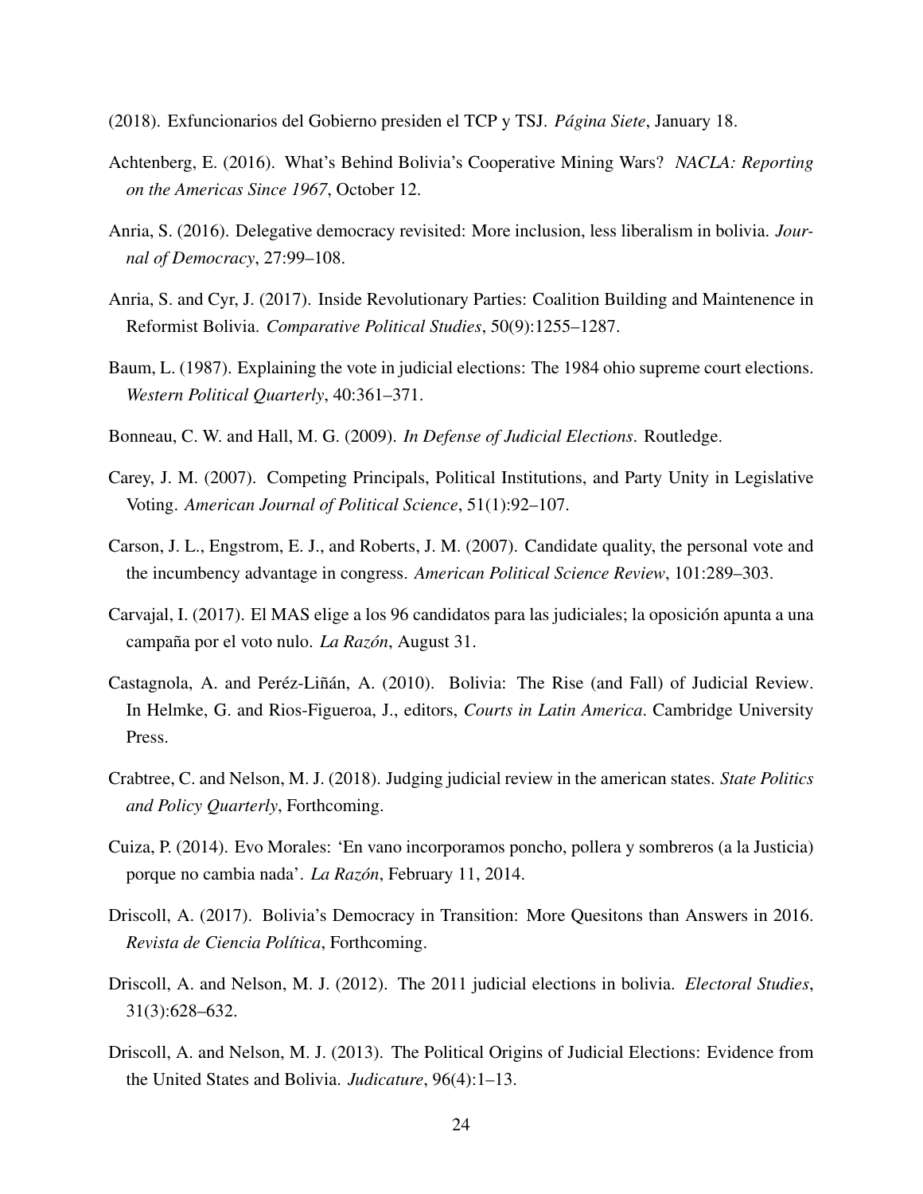(2018). Exfuncionarios del Gobierno presiden el TCP y TSJ. *Página Siete*, January 18.

Achtenberg, E. (2016). What's Behind Bolivia's Cooperative Mining Wars? *NACLA: Reporting on the Americas Since 1967*, October 12.

Anria, S. (2016). Delegative democracy revisited: More inclusion, less liberalism in bolivia. *Journal of Democracy*, 27:99–108.

Anria, S. and Cyr, J. (2017). Inside Revolutionary Parties: Coalition Building and Maintenence in Reformist Bolivia. *Comparative Political Studies*, 50(9):1255–1287.

Baum, L. (1987). Explaining the vote in judicial elections: The 1984 ohio supreme court elections. *Western Political Quarterly*, 40:361–371.

Bonneau, C. W. and Hall, M. G. (2009). *In Defense of Judicial Elections*. Routledge.

Carey, J. M. (2007). Competing Principals, Political Institutions, and Party Unity in Legislative Voting. *American Journal of Political Science*, 51(1):92–107.

Carson, J. L., Engstrom, E. J., and Roberts, J. M. (2007). Candidate quality, the personal vote and the incumbency advantage in congress. *American Political Science Review*, 101:289–303.

Carvajal, I. (2017). El MAS elige a los 96 candidatos para las judiciales; la oposición apunta a una campaña por el voto nulo. *La Razón*, August 31.

Castagnola, A. and Peréz-Liñán, A. (2010). Bolivia: The Rise (and Fall) of Judicial Review. In Helmke, G. and Rios-Figueroa, J., editors, *Courts in Latin America*. Cambridge University Press.

Crabtree, C. and Nelson, M. J. (2018). Judging judicial review in the american states. *State Politics and Policy Quarterly*, Forthcoming.

Cuiza, P. (2014). Evo Morales: 'En vano incorporamos poncho, pollera y sombreros (a la Justicia) porque no cambia nada'. *La Razón*, February 11, 2014.

Driscoll, A. (2017). Bolivia's Democracy in Transition: More Quesitons than Answers in 2016. *Revista de Ciencia Política*, Forthcoming.

Driscoll, A. and Nelson, M. J. (2012). The 2011 judicial elections in bolivia. *Electoral Studies*, 31(3):628–632.

Driscoll, A. and Nelson, M. J. (2013). The Political Origins of Judicial Elections: Evidence from the United States and Bolivia. *Judicature*, 96(4):1–13.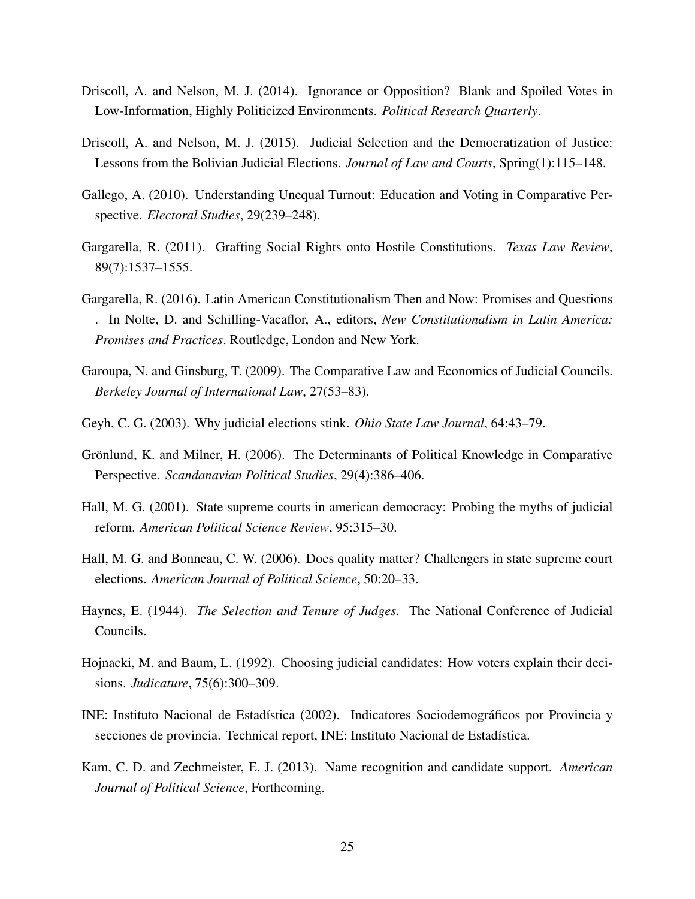Driscoll, A. and Nelson, M. J. (2014). Ignorance or Opposition? Blank and Spoiled Votes in Low-Information, Highly Politicized Environments. *Political Research Quarterly*.

Driscoll, A. and Nelson, M. J. (2015). Judicial Selection and the Democratization of Justice: Lessons from the Bolivian Judicial Elections. *Journal of Law and Courts*, Spring(1):115–148.

Gallego, A. (2010). Understanding Unequal Turnout: Education and Voting in Comparative Perspective. *Electoral Studies*, 29(239–248).

Gargarella, R. (2011). Grafting Social Rights onto Hostile Constitutions. *Texas Law Review*, 89(7):1537–1555.

Gargarella, R. (2016). Latin American Constitutionalism Then and Now: Promises and Questions . In Nolte, D. and Schilling-Vacaflor, A., editors, *New Constitutionalism in Latin America: Promises and Practices*. Routledge, London and New York.

Garoupa, N. and Ginsburg, T. (2009). The Comparative Law and Economics of Judicial Councils. *Berkeley Journal of International Law*, 27(53–83).

Geyh, C. G. (2003). Why judicial elections stink. *Ohio State Law Journal*, 64:43–79.

Grönlund, K. and Milner, H. (2006). The Determinants of Political Knowledge in Comparative Perspective. *Scandanavian Political Studies*, 29(4):386–406.

Hall, M. G. (2001). State supreme courts in american democracy: Probing the myths of judicial reform. *American Political Science Review*, 95:315–30.

Hall, M. G. and Bonneau, C. W. (2006). Does quality matter? Challengers in state supreme court elections. *American Journal of Political Science*, 50:20–33.

Haynes, E. (1944). *The Selection and Tenure of Judges*. The National Conference of Judicial Councils.

Hojnacki, M. and Baum, L. (1992). Choosing judicial candidates: How voters explain their decisions. *Judicature*, 75(6):300–309.

INE: Instituto Nacional de Estadística (2002). Indicatores Sociodemográficos por Provincia y secciones de provincia. Technical report, INE: Instituto Nacional de Estadística.

Kam, C. D. and Zechmeister, E. J. (2013). Name recognition and candidate support. *American Journal of Political Science*, Forthcoming.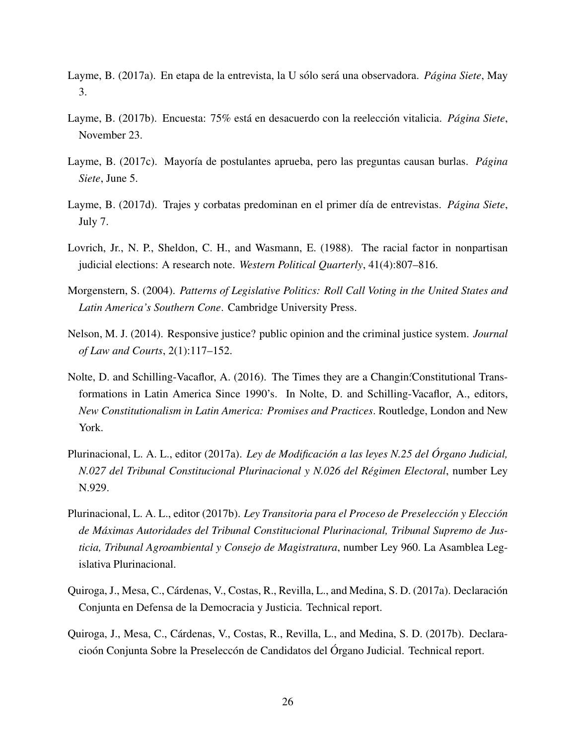Layme, B. (2017a). En etapa de la entrevista, la U sólo será una observadora. *Página Siete*, May 3.

Layme, B. (2017b). Encuesta: 75% está en desacuerdo con la reelección vitalicia. *Página Siete*, November 23.

Layme, B. (2017c). Mayoría de postulantes aprueba, pero las preguntas causan burlas. *Página Siete*, June 5.

Layme, B. (2017d). Trajes y corbatas predominan en el primer día de entrevistas. *Página Siete*, July 7.

Lovrich, Jr., N. P., Sheldon, C. H., and Wasmann, E. (1988). The racial factor in nonpartisan judicial elections: A research note. *Western Political Quarterly*, 41(4):807–816.

Morgenstern, S. (2004). *Patterns of Legislative Politics: Roll Call Voting in the United States and Latin America's Southern Cone*. Cambridge University Press.

Nelson, M. J. (2014). Responsive justice? public opinion and the criminal justice system. *Journal of Law and Courts*, 2(1):117–152.

Nolte, D. and Schilling-Vacaflor, A. (2016). The Times they are a Changin:Constitutional Transformations in Latin America Since 1990's. In Nolte, D. and Schilling-Vacaflor, A., editors, *New Constitutionalism in Latin America: Promises and Practices*. Routledge, London and New York.

Plurinacional, L. A. L., editor (2017a). *Ley de Modificación a las leyes N.25 del Órgano Judicial, N.027 del Tribunal Constitucional Plurinacional y N.026 del Régimen Electoral*, number Ley N.929.

Plurinacional, L. A. L., editor (2017b). *Ley Transitoria para el Proceso de Preselección y Elección de Máximas Autoridades del Tribunal Constitucional Plurinacional, Tribunal Supremo de Justicia, Tribunal Agroambiental y Consejo de Magistratura*, number Ley 960. La Asamblea Legislativa Plurinacional.

Quiroga, J., Mesa, C., Cárdenas, V., Costas, R., Revilla, L., and Medina, S. D. (2017a). Declaración Conjunta en Defensa de la Democracia y Justicia. Technical report.

Quiroga, J., Mesa, C., Cárdenas, V., Costas, R., Revilla, L., and Medina, S. D. (2017b). Declaracioón Conjunta Sobre la Preseleccón de Candidatos del Órgano Judicial. Technical report.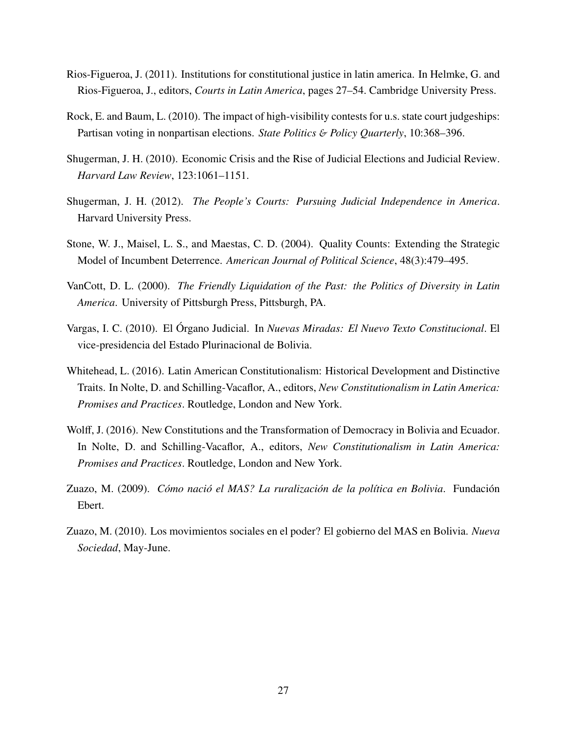Rios-Figueroa, J. (2011). Institutions for constitutional justice in latin america. In Helmke, G. and Rios-Figueroa, J., editors, *Courts in Latin America*, pages 27–54. Cambridge University Press.

Rock, E. and Baum, L. (2010). The impact of high-visibility contests for u.s. state court judgeships: Partisan voting in nonpartisan elections. *State Politics & Policy Quarterly*, 10:368–396.

Shugerman, J. H. (2010). Economic Crisis and the Rise of Judicial Elections and Judicial Review. *Harvard Law Review*, 123:1061–1151.

Shugerman, J. H. (2012). *The People's Courts: Pursuing Judicial Independence in America*. Harvard University Press.

Stone, W. J., Maisel, L. S., and Maestas, C. D. (2004). Quality Counts: Extending the Strategic Model of Incumbent Deterrence. *American Journal of Political Science*, 48(3):479–495.

VanCott, D. L. (2000). *The Friendly Liquidation of the Past: the Politics of Diversity in Latin America*. University of Pittsburgh Press, Pittsburgh, PA.

Vargas, I. C. (2010). El Órgano Judicial. In *Nuevas Miradas: El Nuevo Texto Constitucional*. El vice-presidencia del Estado Plurinacional de Bolivia.

Whitehead, L. (2016). Latin American Constitutionalism: Historical Development and Distinctive Traits. In Nolte, D. and Schilling-Vacaflor, A., editors, *New Constitutionalism in Latin America: Promises and Practices*. Routledge, London and New York.

Wolff, J. (2016). New Constitutions and the Transformation of Democracy in Bolivia and Ecuador. In Nolte, D. and Schilling-Vacaflor, A., editors, *New Constitutionalism in Latin America: Promises and Practices*. Routledge, London and New York.

Zuazo, M. (2009). *Cómo nació el MAS? La ruralización de la política en Bolivia*. Fundación Ebert.

Zuazo, M. (2010). Los movimientos sociales en el poder? El gobierno del MAS en Bolivia. *Nueva Sociedad*, May-June.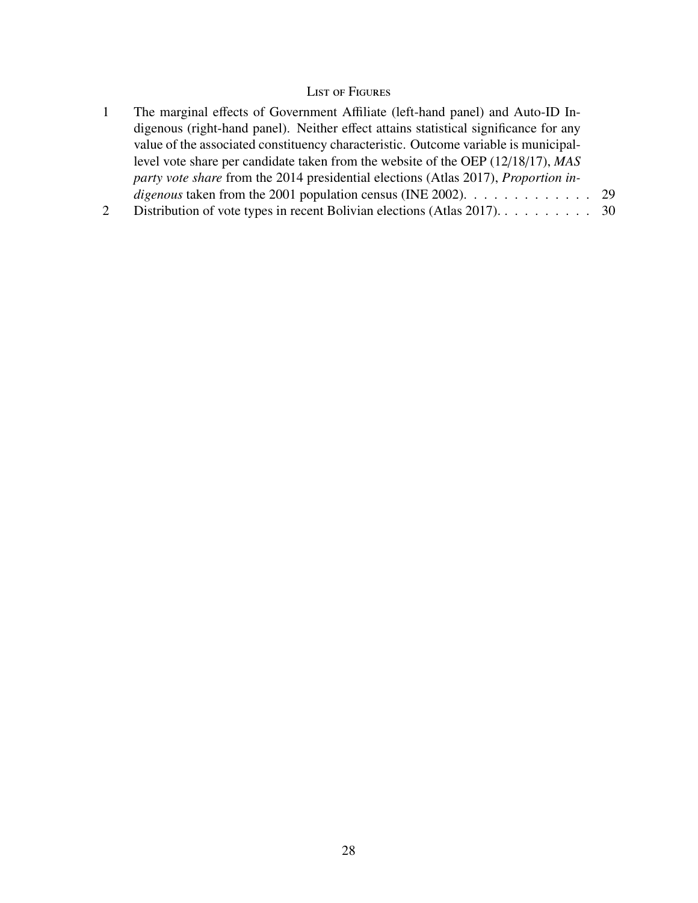## List of Figures

1. The marginal effects of Government Affiliate (left-hand panel) and Auto-ID Indigenous (right-hand panel). Neither effect attains statistical significance for any value of the associated constituency characteristic. Outcome variable is municipal-level vote share per candidate taken from the website of the OEP (12/18/17), *MAS party vote share* from the 2014 presidential elections (Atlas 2017), *Proportion indigenous* taken from the 2001 population census (INE 2002). . . . . . . . . . . . . 29
2. Distribution of vote types in recent Bolivian elections (Atlas 2017). . . . . . . . . . 30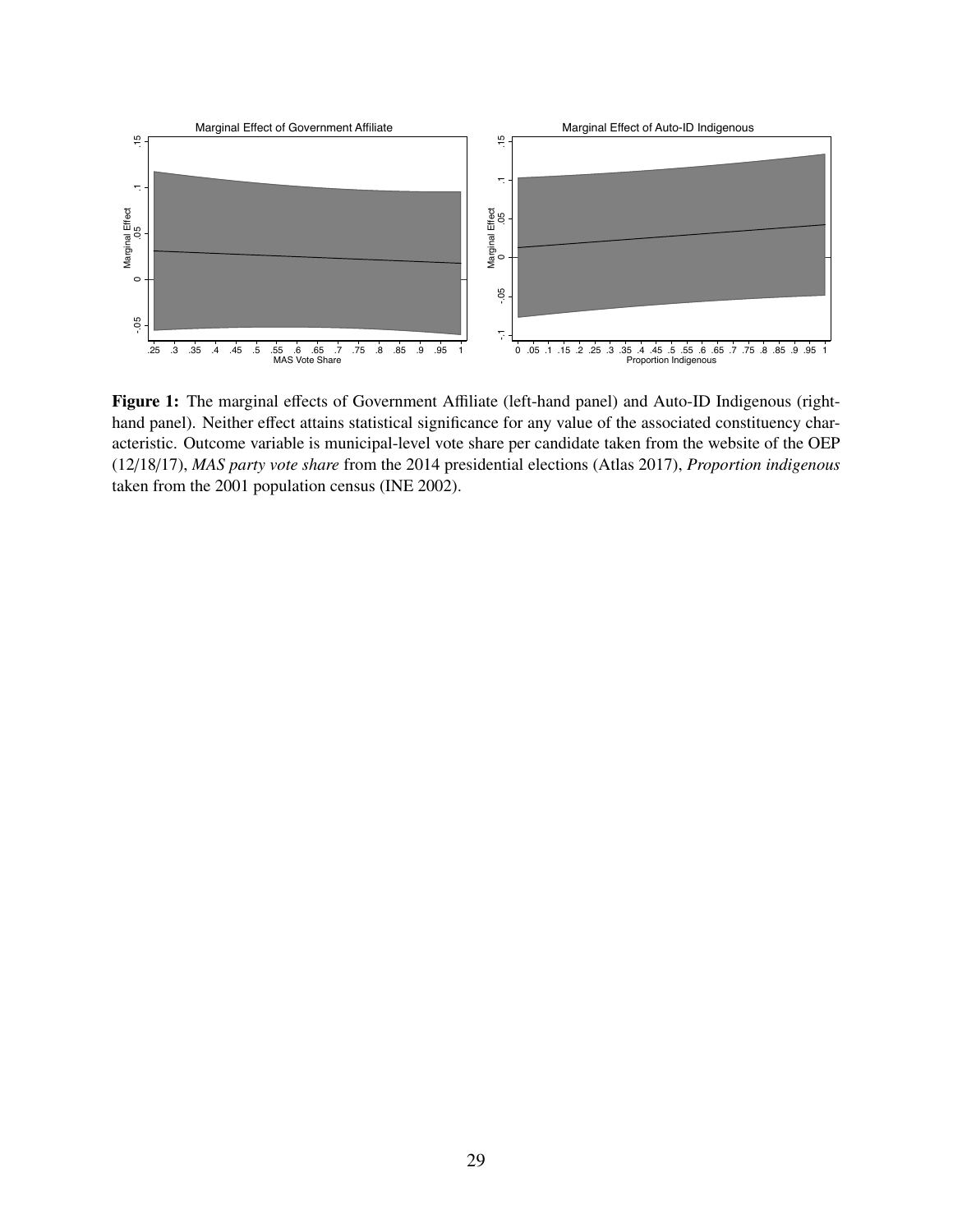**Figure 1:** The marginal effects of Government Affiliate (left-hand panel) and Auto-ID Indigenous (right-hand panel). Neither effect attains statistical significance for any value of the associated constituency characteristic. Outcome variable is municipal-level vote share per candidate taken from the website of the OEP (12/18/17), *MAS party vote share* from the 2014 presidential elections (Atlas 2017), *Proportion indigenous* taken from the 2001 population census (INE 2002).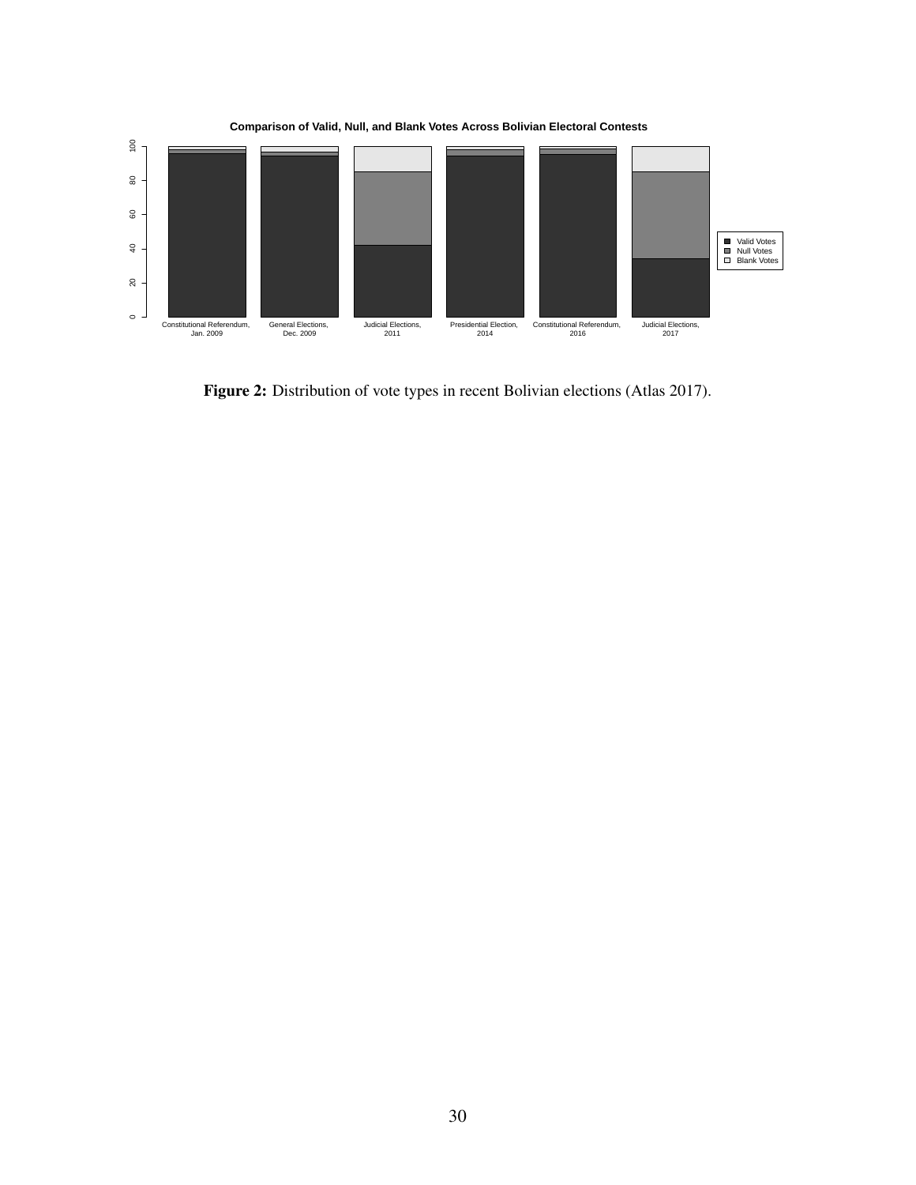**Figure 2:** Distribution of vote types in recent Bolivian elections (Atlas 2017).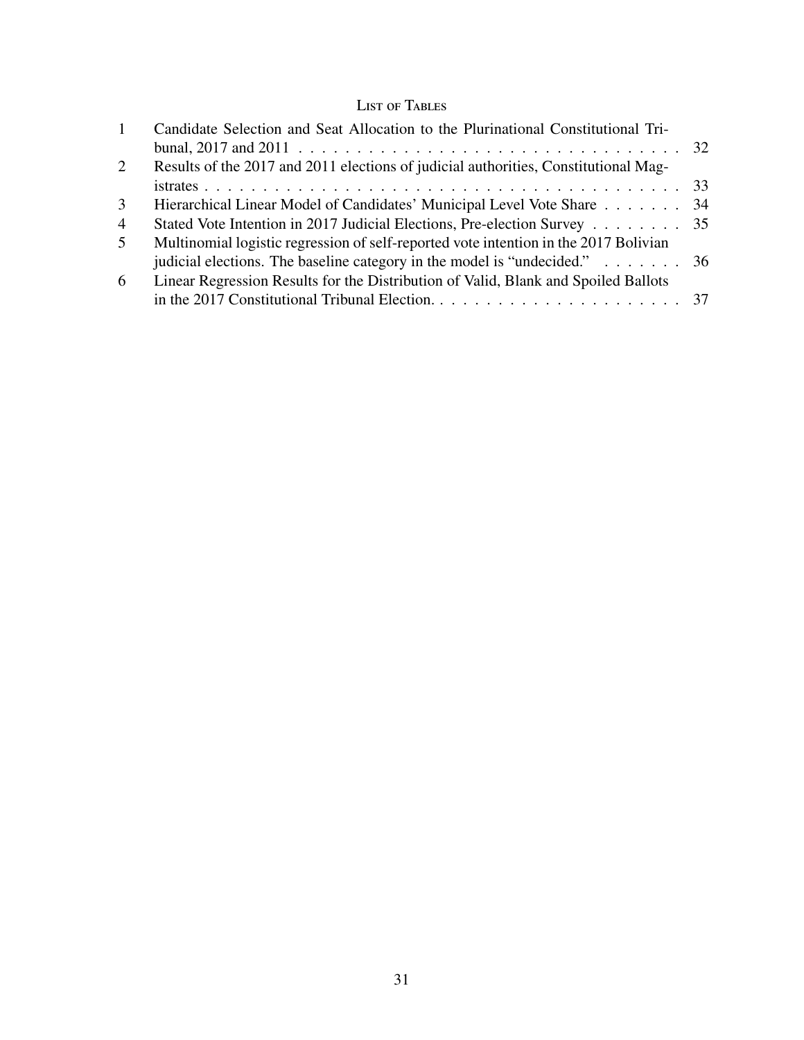## List of Tables

| | | |
|---|---|---|
| 1 | Candidate Selection and Seat Allocation to the Plurinational Constitutional Tribunal, 2017 and 2011 | 32 |
| 2 | Results of the 2017 and 2011 elections of judicial authorities, Constitutional Magistrates | 33 |
| 3 | Hierarchical Linear Model of Candidates' Municipal Level Vote Share | 34 |
| 4 | Stated Vote Intention in 2017 Judicial Elections, Pre-election Survey | 35 |
| 5 | Multinomial logistic regression of self-reported vote intention in the 2017 Bolivian judicial elections. The baseline category in the model is "undecided." | 36 |
| 6 | Linear Regression Results for the Distribution of Valid, Blank and Spoiled Ballots in the 2017 Constitutional Tribunal Election. | 37 |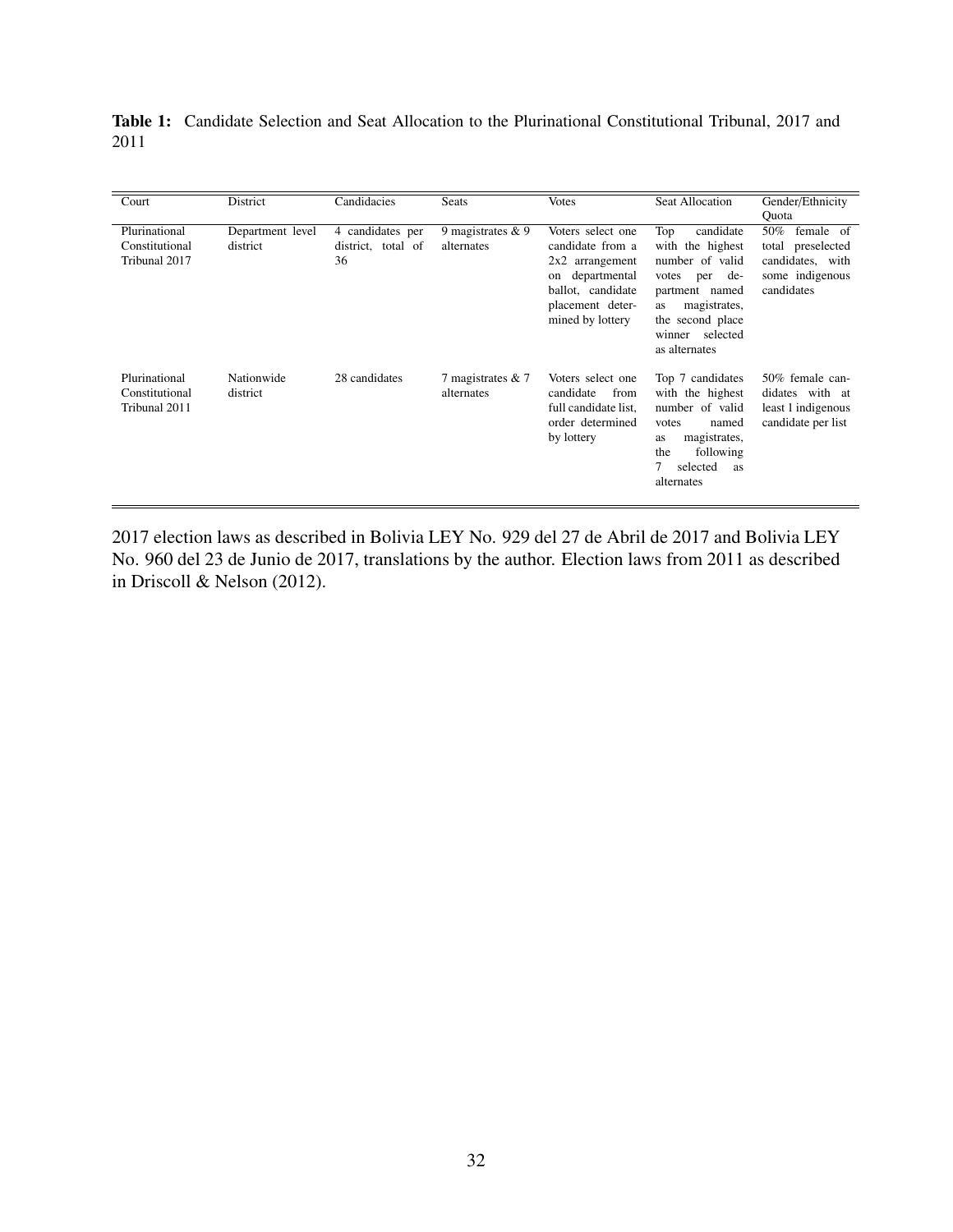**Table 1:** Candidate Selection and Seat Allocation to the Plurinational Constitutional Tribunal, 2017 and 2011

| Court | District | Candidacies | Seats | Votes | Seat Allocation | Gender/Ethnicity Quota |
|---|---|---|---|---|---|---|
| Plurinational Constitutional Tribunal 2017 | Department level district | 4 candidates per district, total of 36 | 9 magistrates & 9 alternates | Voters select one candidate from a 2x2 arrangement on departmental ballot, candidate placement determined by lottery | Top candidate with the highest number of valid votes per department named as magistrates, the second place winner selected as alternates | 50% female of total preselected candidates, with some indigenous candidates |
| Plurinational Constitutional Tribunal 2011 | Nationwide district | 28 candidates | 7 magistrates & 7 alternates | Voters select one candidate from full candidate list, order determined by lottery | Top 7 candidates with the highest number of valid votes named as magistrates, the following 7 selected as alternates | 50% female candidates with at least 1 indigenous candidate per list |

2017 election laws as described in Bolivia LEY No. 929 del 27 de Abril de 2017 and Bolivia LEY No. 960 del 23 de Junio de 2017, translations by the author. Election laws from 2011 as described in Driscoll & Nelson (2012).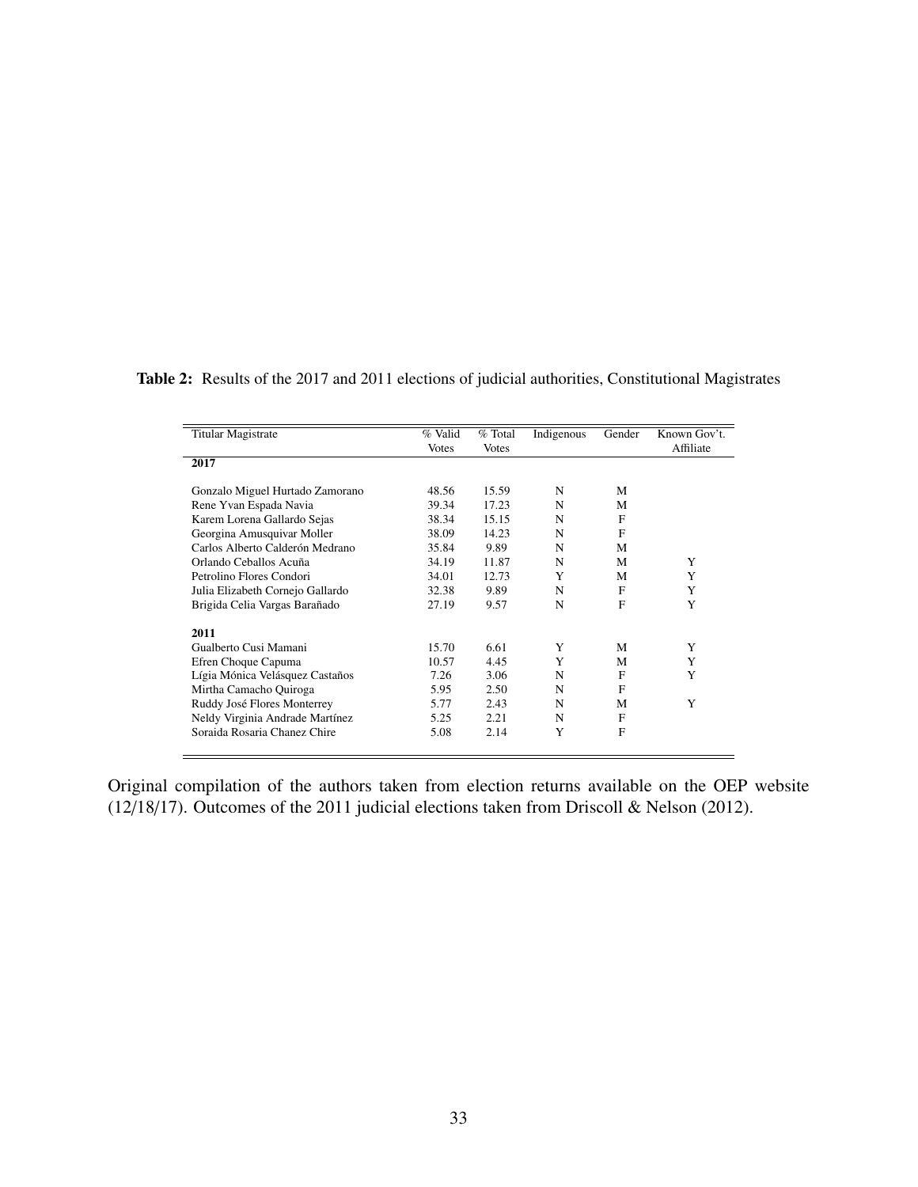**Table 2:** Results of the 2017 and 2011 elections of judicial authorities, Constitutional Magistrates

| Titular Magistrate | % Valid Votes | % Total Votes | Indigenous | Gender | Known Gov't. Affiliate |
|---|---|---|---|---|---|
| **2017** | | | | | |
| Gonzalo Miguel Hurtado Zamorano | 48.56 | 15.59 | N | M | |
| Rene Yvan Espada Navia | 39.34 | 17.23 | N | M | |
| Karem Lorena Gallardo Sejas | 38.34 | 15.15 | N | F | |
| Georgina Amusquivar Moller | 38.09 | 14.23 | N | F | |
| Carlos Alberto Calderón Medrano | 35.84 | 9.89 | N | M | |
| Orlando Ceballos Acuña | 34.19 | 11.87 | N | M | Y |
| Petrolino Flores Condori | 34.01 | 12.73 | Y | M | Y |
| Julia Elizabeth Cornejo Gallardo | 32.38 | 9.89 | N | F | Y |
| Brigida Celia Vargas Barañado | 27.19 | 9.57 | N | F | Y |
| **2011** | | | | | |
| Gualberto Cusi Mamani | 15.70 | 6.61 | Y | M | Y |
| Efren Choque Capuma | 10.57 | 4.45 | Y | M | Y |
| Lígia Mónica Velásquez Castaños | 7.26 | 3.06 | N | F | Y |
| Mirtha Camacho Quiroga | 5.95 | 2.50 | N | F | |
| Ruddy José Flores Monterrey | 5.77 | 2.43 | N | M | Y |
| Neldy Virginia Andrade Martínez | 5.25 | 2.21 | N | F | |
| Soraida Rosaria Chanez Chire | 5.08 | 2.14 | Y | F | |

Original compilation of the authors taken from election returns available on the OEP website (12/18/17). Outcomes of the 2011 judicial elections taken from Driscoll & Nelson (2012).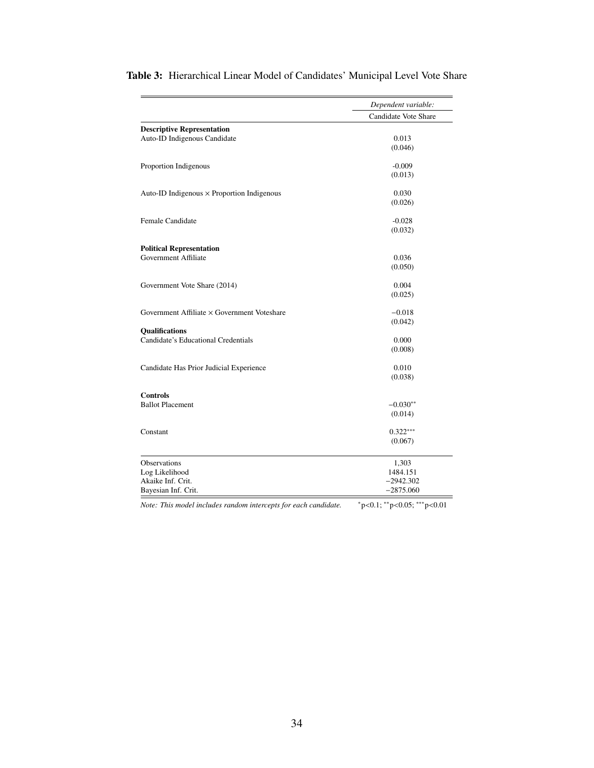**Table 3:** Hierarchical Linear Model of Candidates' Municipal Level Vote Share

| | *Dependent variable:* |
|---|---|
| | Candidate Vote Share |
| **Descriptive Representation** | |
| Auto-ID Indigenous Candidate | 0.013 |
| | (0.046) |
| Proportion Indigenous | -0.009 |
| | (0.013) |
| Auto-ID Indigenous × Proportion Indigenous | 0.030 |
| | (0.026) |
| Female Candidate | -0.028 |
| | (0.032) |
| **Political Representation** | |
| Government Affiliate | 0.036 |
| | (0.050) |
| Government Vote Share (2014) | 0.004 |
| | (0.025) |
| Government Affiliate × Government Voteshare | −0.018 |
| | (0.042) |
| **Qualifications** | |
| Candidate's Educational Credentials | 0.000 |
| | (0.008) |
| Candidate Has Prior Judicial Experience | 0.010 |
| | (0.038) |
| **Controls** | |
| Ballot Placement | $-0.030^{**}$ |
| | (0.014) |
| Constant | $0.322^{***}$ |
| | (0.067) |
| Observations | 1,303 |
| Log Likelihood | 1484.151 |
| Akaike Inf. Crit. | −2942.302 |
| Bayesian Inf. Crit. | −2875.060 |

*Note: This model includes random intercepts for each candidate.* $^{*}$p<0.1; $^{**}$p<0.05; $^{***}$p<0.01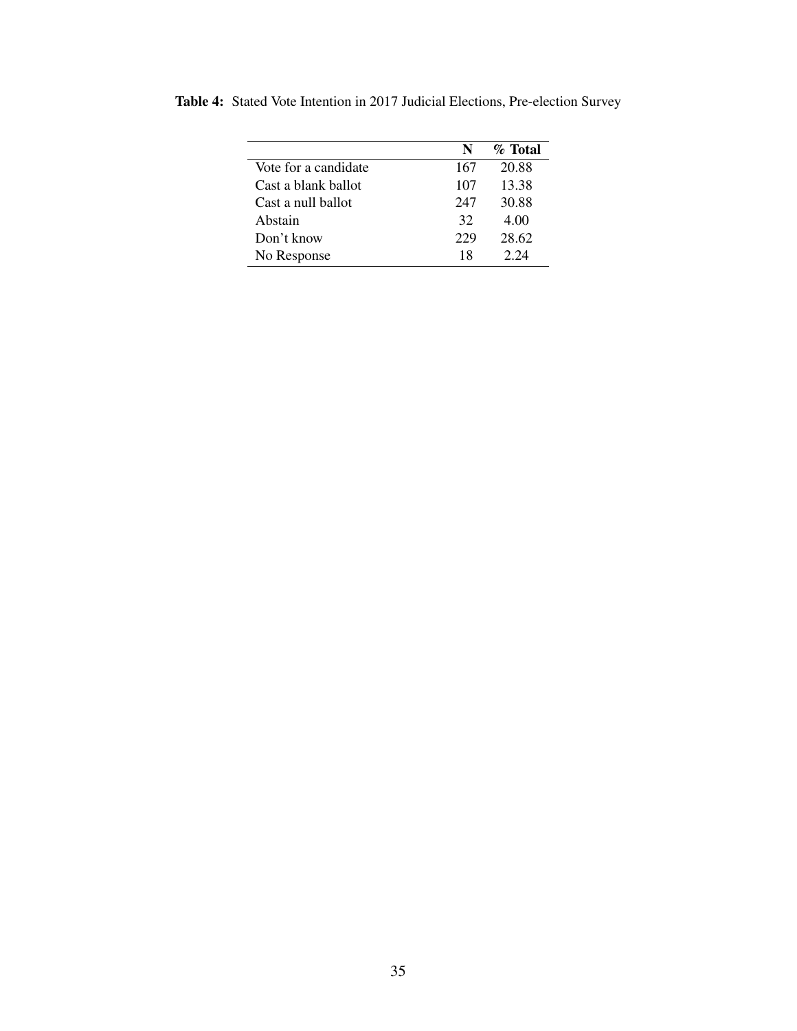**Table 4:** Stated Vote Intention in 2017 Judicial Elections, Pre-election Survey

| | N | % Total |
|---|---|---|
| Vote for a candidate | 167 | 20.88 |
| Cast a blank ballot | 107 | 13.38 |
| Cast a null ballot | 247 | 30.88 |
| Abstain | 32 | 4.00 |
| Don't know | 229 | 28.62 |
| No Response | 18 | 2.24 |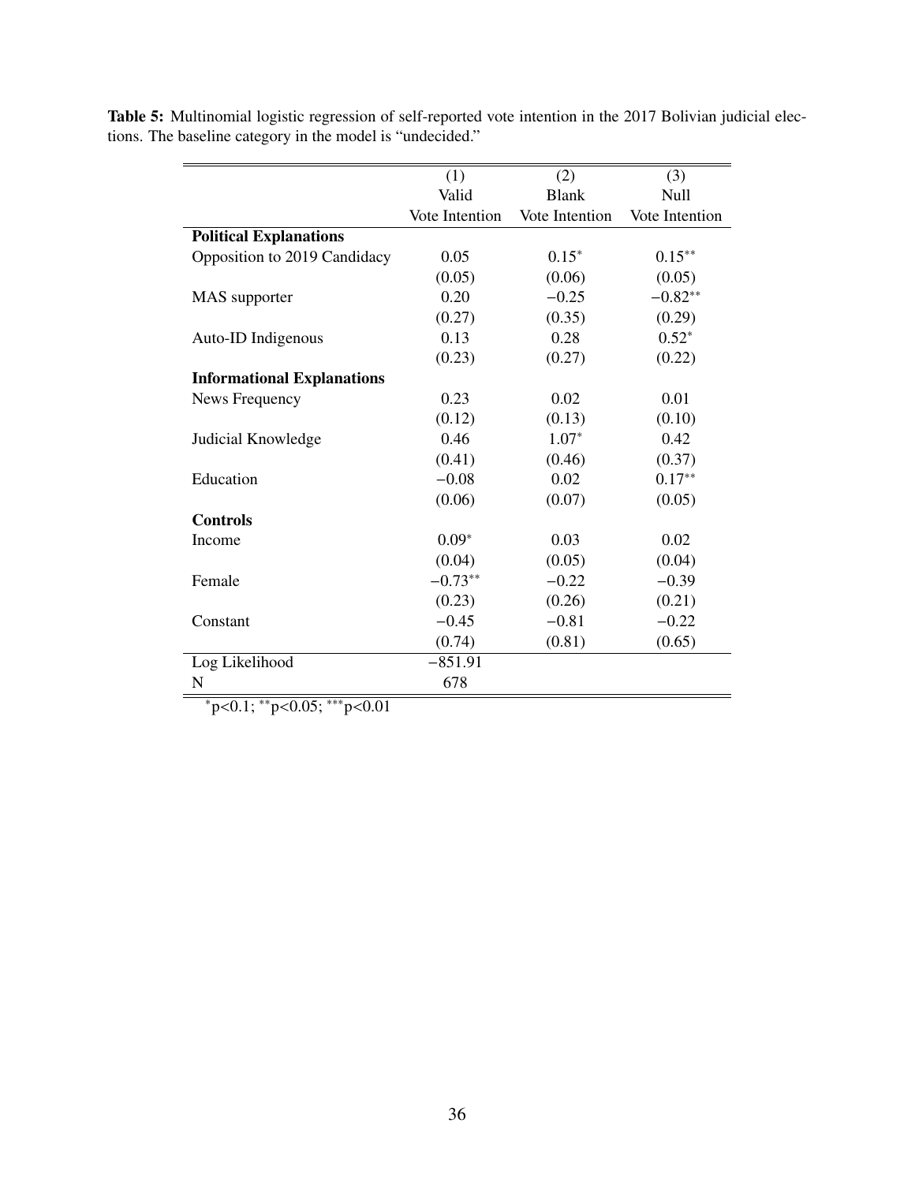**Table 5:** Multinomial logistic regression of self-reported vote intention in the 2017 Bolivian judicial elections. The baseline category in the model is "undecided."

| | (1) Valid Vote Intention | (2) Blank Vote Intention | (3) Null Vote Intention |
|---|---|---|---|
| **Political Explanations** | | | |
| Opposition to 2019 Candidacy | 0.05 | $0.15^{*}$ | $0.15^{**}$ |
| | (0.05) | (0.06) | (0.05) |
| MAS supporter | 0.20 | −0.25 | $-0.82^{**}$ |
| | (0.27) | (0.35) | (0.29) |
| Auto-ID Indigenous | 0.13 | 0.28 | $0.52^{*}$ |
| | (0.23) | (0.27) | (0.22) |
| **Informational Explanations** | | | |
| News Frequency | 0.23 | 0.02 | 0.01 |
| | (0.12) | (0.13) | (0.10) |
| Judicial Knowledge | 0.46 | $1.07^{*}$ | 0.42 |
| | (0.41) | (0.46) | (0.37) |
| Education | −0.08 | 0.02 | $0.17^{**}$ |
| | (0.06) | (0.07) | (0.05) |
| **Controls** | | | |
| Income | $0.09^{*}$ | 0.03 | 0.02 |
| | (0.04) | (0.05) | (0.04) |
| Female | $-0.73^{**}$ | −0.22 | −0.39 |
| | (0.23) | (0.26) | (0.21) |
| Constant | −0.45 | −0.81 | −0.22 |
| | (0.74) | (0.81) | (0.65) |
| Log Likelihood | −851.91 | | |
| N | 678 | | |

$^{*}$p<0.1; $^{**}$p<0.05; $^{***}$p<0.01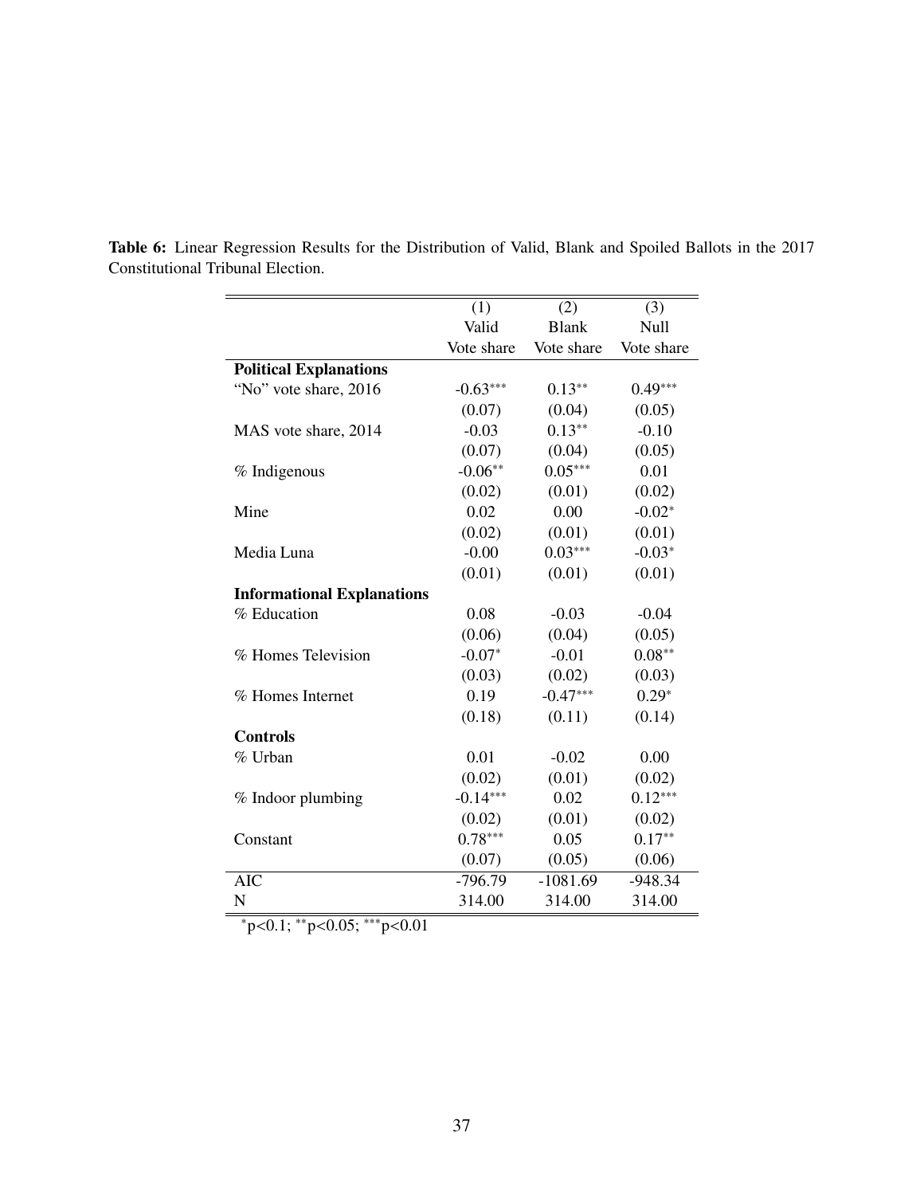**Table 6:** Linear Regression Results for the Distribution of Valid, Blank and Spoiled Ballots in the 2017 Constitutional Tribunal Election.

| | (1) | (2) | (3) |
|---|---|---|---|
| | Valid | Blank | Null |
| | Vote share | Vote share | Vote share |
| **Political Explanations** | | | |
| "No" vote share, 2016 | $-0.63^{***}$ | $0.13^{**}$ | $0.49^{***}$ |
| | (0.07) | (0.04) | (0.05) |
| MAS vote share, 2014 | -0.03 | $0.13^{**}$ | -0.10 |
| | (0.07) | (0.04) | (0.05) |
| % Indigenous | $-0.06^{**}$ | $0.05^{***}$ | 0.01 |
| | (0.02) | (0.01) | (0.02) |
| Mine | 0.02 | 0.00 | $-0.02^{*}$ |
| | (0.02) | (0.01) | (0.01) |
| Media Luna | -0.00 | $0.03^{***}$ | $-0.03^{*}$ |
| | (0.01) | (0.01) | (0.01) |
| **Informational Explanations** | | | |
| % Education | 0.08 | -0.03 | -0.04 |
| | (0.06) | (0.04) | (0.05) |
| % Homes Television | $-0.07^{*}$ | -0.01 | $0.08^{**}$ |
| | (0.03) | (0.02) | (0.03) |
| % Homes Internet | 0.19 | $-0.47^{***}$ | $0.29^{*}$ |
| | (0.18) | (0.11) | (0.14) |
| **Controls** | | | |
| % Urban | 0.01 | -0.02 | 0.00 |
| | (0.02) | (0.01) | (0.02) |
| % Indoor plumbing | $-0.14^{***}$ | 0.02 | $0.12^{***}$ |
| | (0.02) | (0.01) | (0.02) |
| Constant | $0.78^{***}$ | 0.05 | $0.17^{**}$ |
| | (0.07) | (0.05) | (0.06) |
| AIC | -796.79 | -1081.69 | -948.34 |
| N | 314.00 | 314.00 | 314.00 |

$^{*}$p<0.1; $^{**}$p<0.05; $^{***}$p<0.01